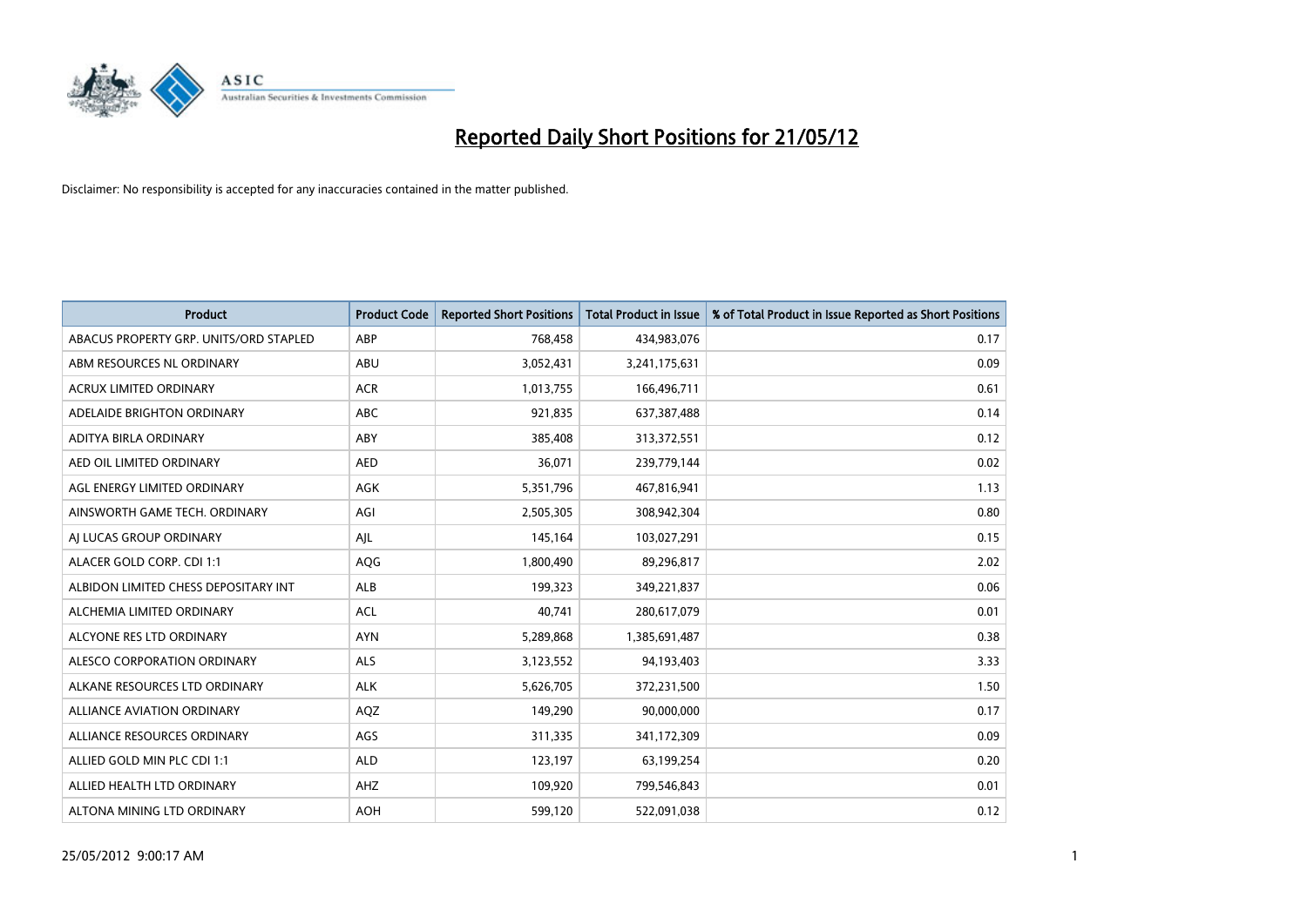# Reported Daily Short Positions for 21/05/12

Disclaimer: No responsibility is accepted for any inaccuracies contained in the matter published.

| Product | Product Code | Reported Short Positions | Total Product in Issue | % of Total Product in Issue Reported as Short Positions |
|---|---|---|---|---|
| ABACUS PROPERTY GRP. UNITS/ORD STAPLED | ABP | 768,458 | 434,983,076 | 0.17 |
| ABM RESOURCES NL ORDINARY | ABU | 3,052,431 | 3,241,175,631 | 0.09 |
| ACRUX LIMITED ORDINARY | ACR | 1,013,755 | 166,496,711 | 0.61 |
| ADELAIDE BRIGHTON ORDINARY | ABC | 921,835 | 637,387,488 | 0.14 |
| ADITYA BIRLA ORDINARY | ABY | 385,408 | 313,372,551 | 0.12 |
| AED OIL LIMITED ORDINARY | AED | 36,071 | 239,779,144 | 0.02 |
| AGL ENERGY LIMITED ORDINARY | AGK | 5,351,796 | 467,816,941 | 1.13 |
| AINSWORTH GAME TECH. ORDINARY | AGI | 2,505,305 | 308,942,304 | 0.80 |
| AJ LUCAS GROUP ORDINARY | AJL | 145,164 | 103,027,291 | 0.15 |
| ALACER GOLD CORP. CDI 1:1 | AQG | 1,800,490 | 89,296,817 | 2.02 |
| ALBIDON LIMITED CHESS DEPOSITARY INT | ALB | 199,323 | 349,221,837 | 0.06 |
| ALCHEMIA LIMITED ORDINARY | ACL | 40,741 | 280,617,079 | 0.01 |
| ALCYONE RES LTD ORDINARY | AYN | 5,289,868 | 1,385,691,487 | 0.38 |
| ALESCO CORPORATION ORDINARY | ALS | 3,123,552 | 94,193,403 | 3.33 |
| ALKANE RESOURCES LTD ORDINARY | ALK | 5,626,705 | 372,231,500 | 1.50 |
| ALLIANCE AVIATION ORDINARY | AQZ | 149,290 | 90,000,000 | 0.17 |
| ALLIANCE RESOURCES ORDINARY | AGS | 311,335 | 341,172,309 | 0.09 |
| ALLIED GOLD MIN PLC CDI 1:1 | ALD | 123,197 | 63,199,254 | 0.20 |
| ALLIED HEALTH LTD ORDINARY | AHZ | 109,920 | 799,546,843 | 0.01 |
| ALTONA MINING LTD ORDINARY | AOH | 599,120 | 522,091,038 | 0.12 |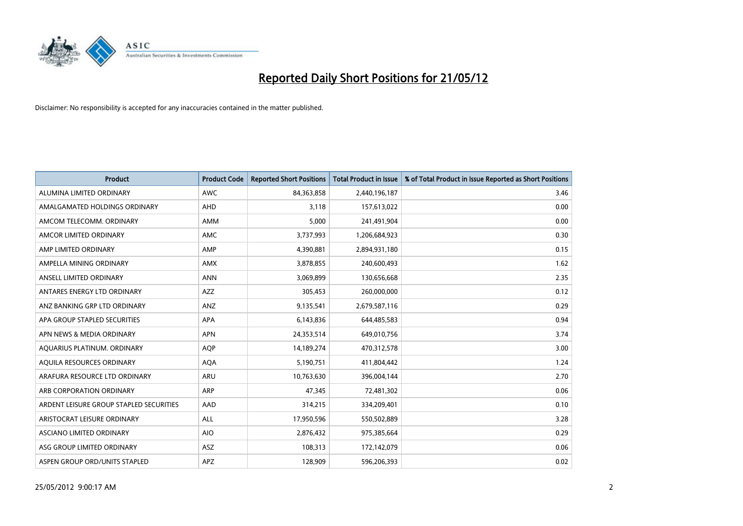# Reported Daily Short Positions for 21/05/12

Disclaimer: No responsibility is accepted for any inaccuracies contained in the matter published.

| Product | Product Code | Reported Short Positions | Total Product in Issue | % of Total Product in Issue Reported as Short Positions |
|---|---|---|---|---|
| ALUMINA LIMITED ORDINARY | AWC | 84,363,858 | 2,440,196,187 | 3.46 |
| AMALGAMATED HOLDINGS ORDINARY | AHD | 3,118 | 157,613,022 | 0.00 |
| AMCOM TELECOMM. ORDINARY | AMM | 5,000 | 241,491,904 | 0.00 |
| AMCOR LIMITED ORDINARY | AMC | 3,737,993 | 1,206,684,923 | 0.30 |
| AMP LIMITED ORDINARY | AMP | 4,390,881 | 2,894,931,180 | 0.15 |
| AMPELLA MINING ORDINARY | AMX | 3,878,855 | 240,600,493 | 1.62 |
| ANSELL LIMITED ORDINARY | ANN | 3,069,899 | 130,656,668 | 2.35 |
| ANTARES ENERGY LTD ORDINARY | AZZ | 305,453 | 260,000,000 | 0.12 |
| ANZ BANKING GRP LTD ORDINARY | ANZ | 9,135,541 | 2,679,587,116 | 0.29 |
| APA GROUP STAPLED SECURITIES | APA | 6,143,836 | 644,485,583 | 0.94 |
| APN NEWS & MEDIA ORDINARY | APN | 24,353,514 | 649,010,756 | 3.74 |
| AQUARIUS PLATINUM. ORDINARY | AQP | 14,189,274 | 470,312,578 | 3.00 |
| AQUILA RESOURCES ORDINARY | AQA | 5,190,751 | 411,804,442 | 1.24 |
| ARAFURA RESOURCE LTD ORDINARY | ARU | 10,763,630 | 396,004,144 | 2.70 |
| ARB CORPORATION ORDINARY | ARP | 47,345 | 72,481,302 | 0.06 |
| ARDENT LEISURE GROUP STAPLED SECURITIES | AAD | 314,215 | 334,209,401 | 0.10 |
| ARISTOCRAT LEISURE ORDINARY | ALL | 17,950,596 | 550,502,889 | 3.28 |
| ASCIANO LIMITED ORDINARY | AIO | 2,876,432 | 975,385,664 | 0.29 |
| ASG GROUP LIMITED ORDINARY | ASZ | 108,313 | 172,142,079 | 0.06 |
| ASPEN GROUP ORD/UNITS STAPLED | APZ | 128,909 | 596,206,393 | 0.02 |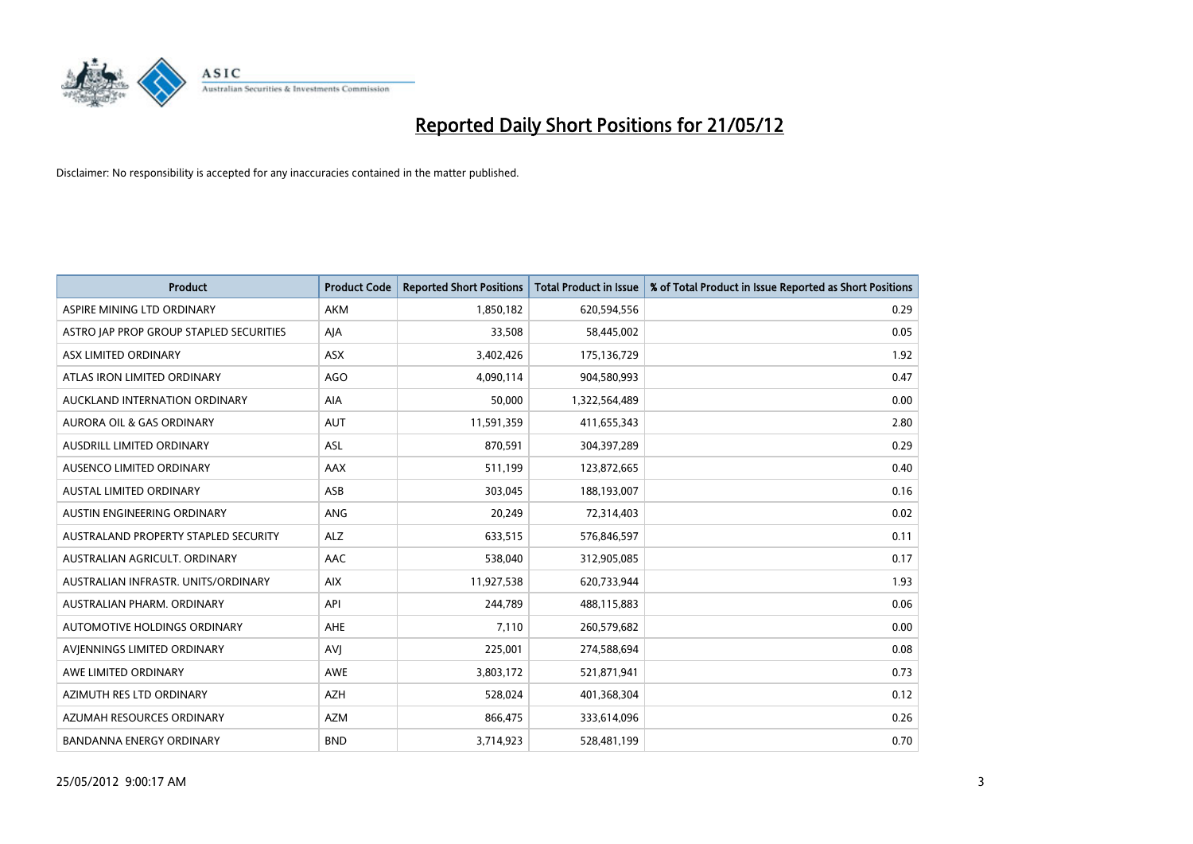# Reported Daily Short Positions for 21/05/12

Disclaimer: No responsibility is accepted for any inaccuracies contained in the matter published.

| Product | Product Code | Reported Short Positions | Total Product in Issue | % of Total Product in Issue Reported as Short Positions |
|---|---|---|---|---|
| ASPIRE MINING LTD ORDINARY | AKM | 1,850,182 | 620,594,556 | 0.29 |
| ASTRO JAP PROP GROUP STAPLED SECURITIES | AJA | 33,508 | 58,445,002 | 0.05 |
| ASX LIMITED ORDINARY | ASX | 3,402,426 | 175,136,729 | 1.92 |
| ATLAS IRON LIMITED ORDINARY | AGO | 4,090,114 | 904,580,993 | 0.47 |
| AUCKLAND INTERNATION ORDINARY | AIA | 50,000 | 1,322,564,489 | 0.00 |
| AURORA OIL & GAS ORDINARY | AUT | 11,591,359 | 411,655,343 | 2.80 |
| AUSDRILL LIMITED ORDINARY | ASL | 870,591 | 304,397,289 | 0.29 |
| AUSENCO LIMITED ORDINARY | AAX | 511,199 | 123,872,665 | 0.40 |
| AUSTAL LIMITED ORDINARY | ASB | 303,045 | 188,193,007 | 0.16 |
| AUSTIN ENGINEERING ORDINARY | ANG | 20,249 | 72,314,403 | 0.02 |
| AUSTRALAND PROPERTY STAPLED SECURITY | ALZ | 633,515 | 576,846,597 | 0.11 |
| AUSTRALIAN AGRICULT. ORDINARY | AAC | 538,040 | 312,905,085 | 0.17 |
| AUSTRALIAN INFRASTR. UNITS/ORDINARY | AIX | 11,927,538 | 620,733,944 | 1.93 |
| AUSTRALIAN PHARM. ORDINARY | API | 244,789 | 488,115,883 | 0.06 |
| AUTOMOTIVE HOLDINGS ORDINARY | AHE | 7,110 | 260,579,682 | 0.00 |
| AVJENNINGS LIMITED ORDINARY | AVJ | 225,001 | 274,588,694 | 0.08 |
| AWE LIMITED ORDINARY | AWE | 3,803,172 | 521,871,941 | 0.73 |
| AZIMUTH RES LTD ORDINARY | AZH | 528,024 | 401,368,304 | 0.12 |
| AZUMAH RESOURCES ORDINARY | AZM | 866,475 | 333,614,096 | 0.26 |
| BANDANNA ENERGY ORDINARY | BND | 3,714,923 | 528,481,199 | 0.70 |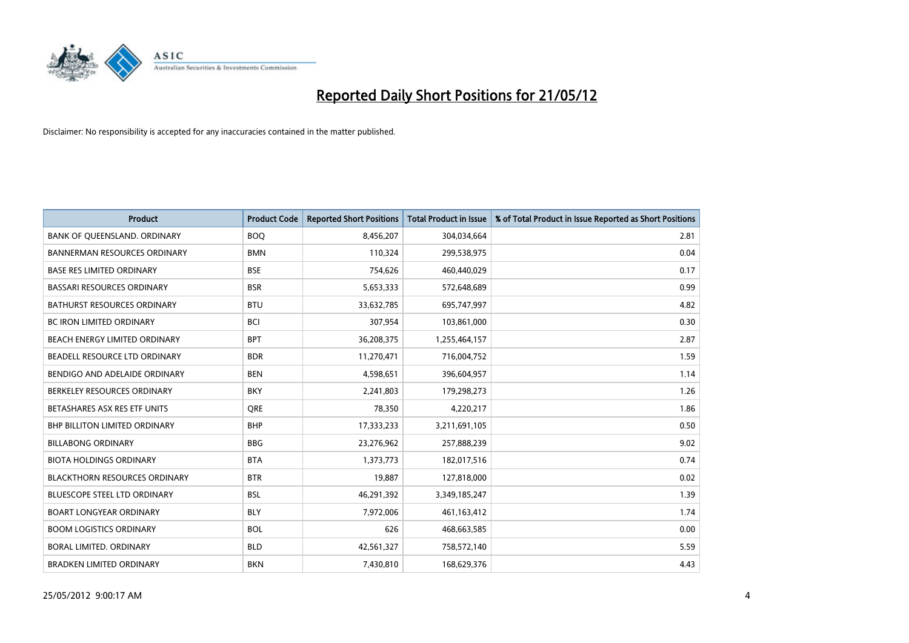# Reported Daily Short Positions for 21/05/12

Disclaimer: No responsibility is accepted for any inaccuracies contained in the matter published.

| Product | Product Code | Reported Short Positions | Total Product in Issue | % of Total Product in Issue Reported as Short Positions |
|---|---|---|---|---|
| BANK OF QUEENSLAND. ORDINARY | BOQ | 8,456,207 | 304,034,664 | 2.81 |
| BANNERMAN RESOURCES ORDINARY | BMN | 110,324 | 299,538,975 | 0.04 |
| BASE RES LIMITED ORDINARY | BSE | 754,626 | 460,440,029 | 0.17 |
| BASSARI RESOURCES ORDINARY | BSR | 5,653,333 | 572,648,689 | 0.99 |
| BATHURST RESOURCES ORDINARY | BTU | 33,632,785 | 695,747,997 | 4.82 |
| BC IRON LIMITED ORDINARY | BCI | 307,954 | 103,861,000 | 0.30 |
| BEACH ENERGY LIMITED ORDINARY | BPT | 36,208,375 | 1,255,464,157 | 2.87 |
| BEADELL RESOURCE LTD ORDINARY | BDR | 11,270,471 | 716,004,752 | 1.59 |
| BENDIGO AND ADELAIDE ORDINARY | BEN | 4,598,651 | 396,604,957 | 1.14 |
| BERKELEY RESOURCES ORDINARY | BKY | 2,241,803 | 179,298,273 | 1.26 |
| BETASHARES ASX RES ETF UNITS | QRE | 78,350 | 4,220,217 | 1.86 |
| BHP BILLITON LIMITED ORDINARY | BHP | 17,333,233 | 3,211,691,105 | 0.50 |
| BILLABONG ORDINARY | BBG | 23,276,962 | 257,888,239 | 9.02 |
| BIOTA HOLDINGS ORDINARY | BTA | 1,373,773 | 182,017,516 | 0.74 |
| BLACKTHORN RESOURCES ORDINARY | BTR | 19,887 | 127,818,000 | 0.02 |
| BLUESCOPE STEEL LTD ORDINARY | BSL | 46,291,392 | 3,349,185,247 | 1.39 |
| BOART LONGYEAR ORDINARY | BLY | 7,972,006 | 461,163,412 | 1.74 |
| BOOM LOGISTICS ORDINARY | BOL | 626 | 468,663,585 | 0.00 |
| BORAL LIMITED. ORDINARY | BLD | 42,561,327 | 758,572,140 | 5.59 |
| BRADKEN LIMITED ORDINARY | BKN | 7,430,810 | 168,629,376 | 4.43 |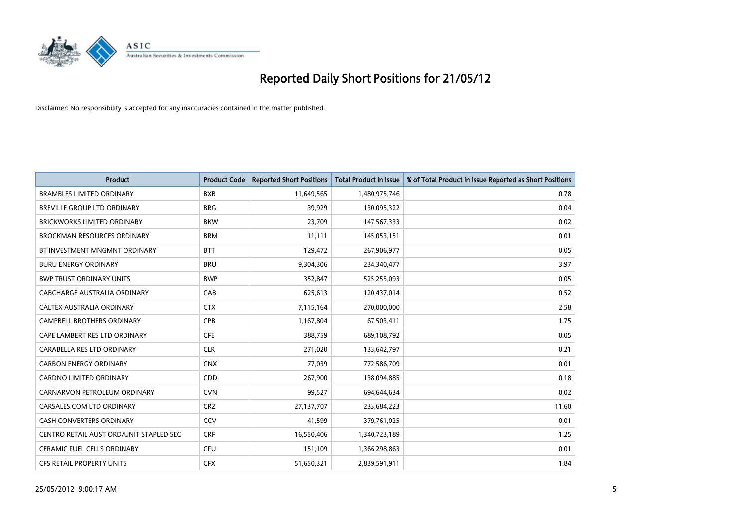# Reported Daily Short Positions for 21/05/12

Disclaimer: No responsibility is accepted for any inaccuracies contained in the matter published.

| Product | Product Code | Reported Short Positions | Total Product in Issue | % of Total Product in Issue Reported as Short Positions |
|---|---|---|---|---|
| BRAMBLES LIMITED ORDINARY | BXB | 11,649,565 | 1,480,975,746 | 0.78 |
| BREVILLE GROUP LTD ORDINARY | BRG | 39,929 | 130,095,322 | 0.04 |
| BRICKWORKS LIMITED ORDINARY | BKW | 23,709 | 147,567,333 | 0.02 |
| BROCKMAN RESOURCES ORDINARY | BRM | 11,111 | 145,053,151 | 0.01 |
| BT INVESTMENT MNGMNT ORDINARY | BTT | 129,472 | 267,906,977 | 0.05 |
| BURU ENERGY ORDINARY | BRU | 9,304,306 | 234,340,477 | 3.97 |
| BWP TRUST ORDINARY UNITS | BWP | 352,847 | 525,255,093 | 0.05 |
| CABCHARGE AUSTRALIA ORDINARY | CAB | 625,613 | 120,437,014 | 0.52 |
| CALTEX AUSTRALIA ORDINARY | CTX | 7,115,164 | 270,000,000 | 2.58 |
| CAMPBELL BROTHERS ORDINARY | CPB | 1,167,804 | 67,503,411 | 1.75 |
| CAPE LAMBERT RES LTD ORDINARY | CFE | 388,759 | 689,108,792 | 0.05 |
| CARABELLA RES LTD ORDINARY | CLR | 271,020 | 133,642,797 | 0.21 |
| CARBON ENERGY ORDINARY | CNX | 77,039 | 772,586,709 | 0.01 |
| CARDNO LIMITED ORDINARY | CDD | 267,900 | 138,094,885 | 0.18 |
| CARNARVON PETROLEUM ORDINARY | CVN | 99,527 | 694,644,634 | 0.02 |
| CARSALES.COM LTD ORDINARY | CRZ | 27,137,707 | 233,684,223 | 11.60 |
| CASH CONVERTERS ORDINARY | CCV | 41,599 | 379,761,025 | 0.01 |
| CENTRO RETAIL AUST ORD/UNIT STAPLED SEC | CRF | 16,550,406 | 1,340,723,189 | 1.25 |
| CERAMIC FUEL CELLS ORDINARY | CFU | 151,109 | 1,366,298,863 | 0.01 |
| CFS RETAIL PROPERTY UNITS | CFX | 51,650,321 | 2,839,591,911 | 1.84 |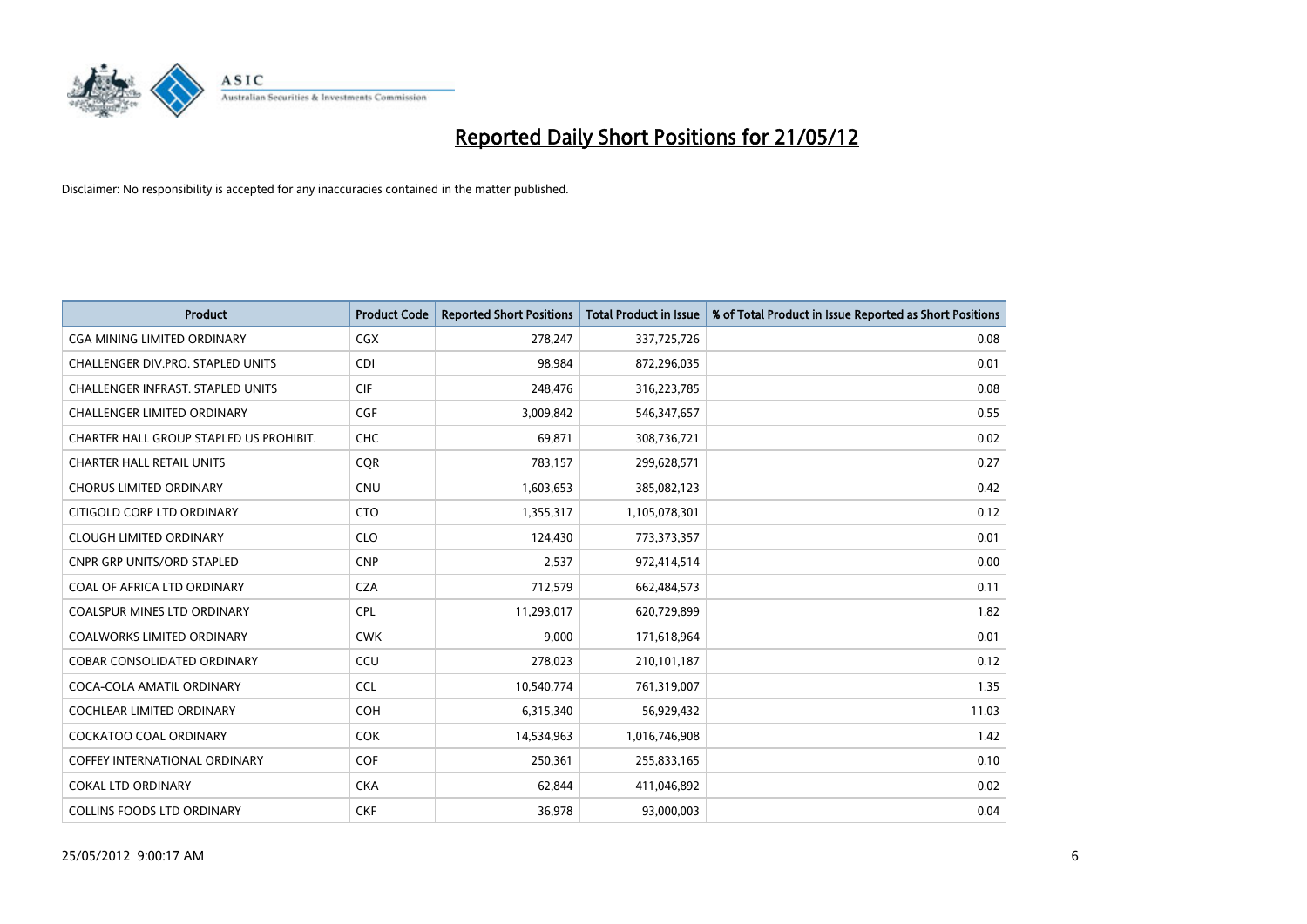# Reported Daily Short Positions for 21/05/12

Disclaimer: No responsibility is accepted for any inaccuracies contained in the matter published.

| Product | Product Code | Reported Short Positions | Total Product in Issue | % of Total Product in Issue Reported as Short Positions |
|---|---|---|---|---|
| CGA MINING LIMITED ORDINARY | CGX | 278,247 | 337,725,726 | 0.08 |
| CHALLENGER DIV.PRO. STAPLED UNITS | CDI | 98,984 | 872,296,035 | 0.01 |
| CHALLENGER INFRAST. STAPLED UNITS | CIF | 248,476 | 316,223,785 | 0.08 |
| CHALLENGER LIMITED ORDINARY | CGF | 3,009,842 | 546,347,657 | 0.55 |
| CHARTER HALL GROUP STAPLED US PROHIBIT. | CHC | 69,871 | 308,736,721 | 0.02 |
| CHARTER HALL RETAIL UNITS | CQR | 783,157 | 299,628,571 | 0.27 |
| CHORUS LIMITED ORDINARY | CNU | 1,603,653 | 385,082,123 | 0.42 |
| CITIGOLD CORP LTD ORDINARY | CTO | 1,355,317 | 1,105,078,301 | 0.12 |
| CLOUGH LIMITED ORDINARY | CLO | 124,430 | 773,373,357 | 0.01 |
| CNPR GRP UNITS/ORD STAPLED | CNP | 2,537 | 972,414,514 | 0.00 |
| COAL OF AFRICA LTD ORDINARY | CZA | 712,579 | 662,484,573 | 0.11 |
| COALSPUR MINES LTD ORDINARY | CPL | 11,293,017 | 620,729,899 | 1.82 |
| COALWORKS LIMITED ORDINARY | CWK | 9,000 | 171,618,964 | 0.01 |
| COBAR CONSOLIDATED ORDINARY | CCU | 278,023 | 210,101,187 | 0.12 |
| COCA-COLA AMATIL ORDINARY | CCL | 10,540,774 | 761,319,007 | 1.35 |
| COCHLEAR LIMITED ORDINARY | COH | 6,315,340 | 56,929,432 | 11.03 |
| COCKATOO COAL ORDINARY | COK | 14,534,963 | 1,016,746,908 | 1.42 |
| COFFEY INTERNATIONAL ORDINARY | COF | 250,361 | 255,833,165 | 0.10 |
| COKAL LTD ORDINARY | CKA | 62,844 | 411,046,892 | 0.02 |
| COLLINS FOODS LTD ORDINARY | CKF | 36,978 | 93,000,003 | 0.04 |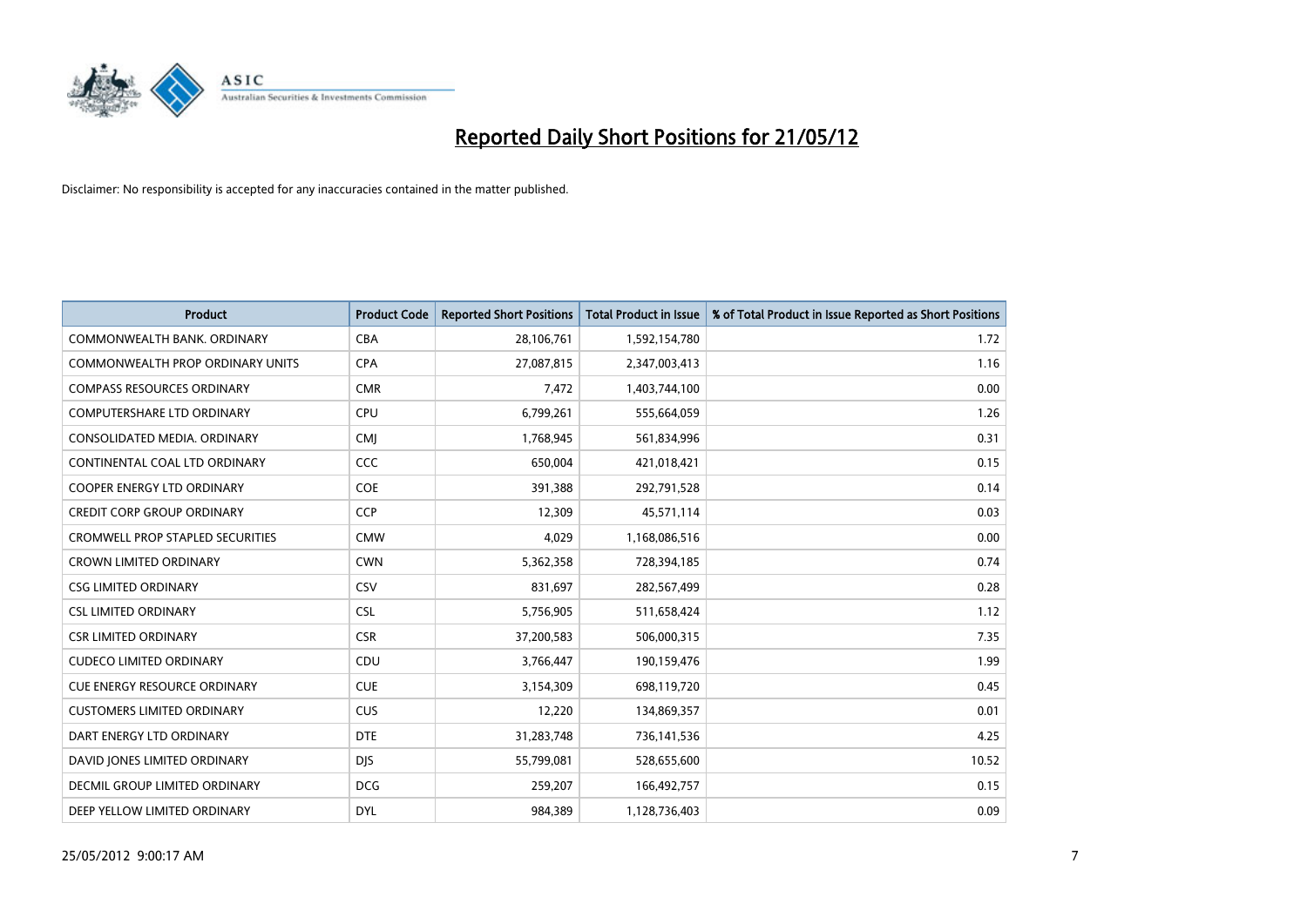# Reported Daily Short Positions for 21/05/12

Disclaimer: No responsibility is accepted for any inaccuracies contained in the matter published.

| Product | Product Code | Reported Short Positions | Total Product in Issue | % of Total Product in Issue Reported as Short Positions |
|---|---|---|---|---|
| COMMONWEALTH BANK. ORDINARY | CBA | 28,106,761 | 1,592,154,780 | 1.72 |
| COMMONWEALTH PROP ORDINARY UNITS | CPA | 27,087,815 | 2,347,003,413 | 1.16 |
| COMPASS RESOURCES ORDINARY | CMR | 7,472 | 1,403,744,100 | 0.00 |
| COMPUTERSHARE LTD ORDINARY | CPU | 6,799,261 | 555,664,059 | 1.26 |
| CONSOLIDATED MEDIA. ORDINARY | CMJ | 1,768,945 | 561,834,996 | 0.31 |
| CONTINENTAL COAL LTD ORDINARY | CCC | 650,004 | 421,018,421 | 0.15 |
| COOPER ENERGY LTD ORDINARY | COE | 391,388 | 292,791,528 | 0.14 |
| CREDIT CORP GROUP ORDINARY | CCP | 12,309 | 45,571,114 | 0.03 |
| CROMWELL PROP STAPLED SECURITIES | CMW | 4,029 | 1,168,086,516 | 0.00 |
| CROWN LIMITED ORDINARY | CWN | 5,362,358 | 728,394,185 | 0.74 |
| CSG LIMITED ORDINARY | CSV | 831,697 | 282,567,499 | 0.28 |
| CSL LIMITED ORDINARY | CSL | 5,756,905 | 511,658,424 | 1.12 |
| CSR LIMITED ORDINARY | CSR | 37,200,583 | 506,000,315 | 7.35 |
| CUDECO LIMITED ORDINARY | CDU | 3,766,447 | 190,159,476 | 1.99 |
| CUE ENERGY RESOURCE ORDINARY | CUE | 3,154,309 | 698,119,720 | 0.45 |
| CUSTOMERS LIMITED ORDINARY | CUS | 12,220 | 134,869,357 | 0.01 |
| DART ENERGY LTD ORDINARY | DTE | 31,283,748 | 736,141,536 | 4.25 |
| DAVID JONES LIMITED ORDINARY | DJS | 55,799,081 | 528,655,600 | 10.52 |
| DECMIL GROUP LIMITED ORDINARY | DCG | 259,207 | 166,492,757 | 0.15 |
| DEEP YELLOW LIMITED ORDINARY | DYL | 984,389 | 1,128,736,403 | 0.09 |

25/05/2012 9:00:17 AM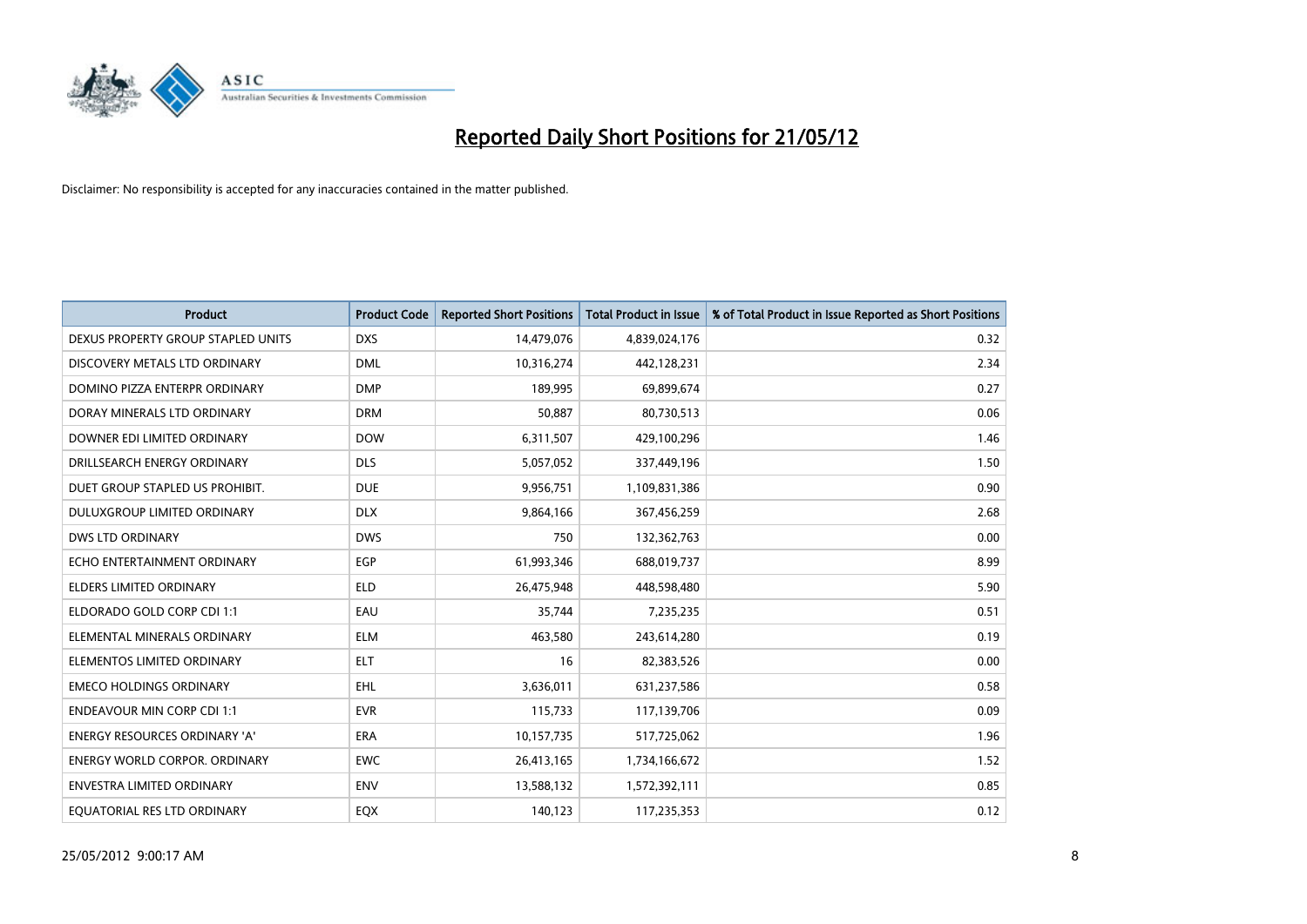# Reported Daily Short Positions for 21/05/12

Disclaimer: No responsibility is accepted for any inaccuracies contained in the matter published.

| Product | Product Code | Reported Short Positions | Total Product in Issue | % of Total Product in Issue Reported as Short Positions |
|---|---|---|---|---|
| DEXUS PROPERTY GROUP STAPLED UNITS | DXS | 14,479,076 | 4,839,024,176 | 0.32 |
| DISCOVERY METALS LTD ORDINARY | DML | 10,316,274 | 442,128,231 | 2.34 |
| DOMINO PIZZA ENTERPR ORDINARY | DMP | 189,995 | 69,899,674 | 0.27 |
| DORAY MINERALS LTD ORDINARY | DRM | 50,887 | 80,730,513 | 0.06 |
| DOWNER EDI LIMITED ORDINARY | DOW | 6,311,507 | 429,100,296 | 1.46 |
| DRILLSEARCH ENERGY ORDINARY | DLS | 5,057,052 | 337,449,196 | 1.50 |
| DUET GROUP STAPLED US PROHIBIT. | DUE | 9,956,751 | 1,109,831,386 | 0.90 |
| DULUXGROUP LIMITED ORDINARY | DLX | 9,864,166 | 367,456,259 | 2.68 |
| DWS LTD ORDINARY | DWS | 750 | 132,362,763 | 0.00 |
| ECHO ENTERTAINMENT ORDINARY | EGP | 61,993,346 | 688,019,737 | 8.99 |
| ELDERS LIMITED ORDINARY | ELD | 26,475,948 | 448,598,480 | 5.90 |
| ELDORADO GOLD CORP CDI 1:1 | EAU | 35,744 | 7,235,235 | 0.51 |
| ELEMENTAL MINERALS ORDINARY | ELM | 463,580 | 243,614,280 | 0.19 |
| ELEMENTOS LIMITED ORDINARY | ELT | 16 | 82,383,526 | 0.00 |
| EMECO HOLDINGS ORDINARY | EHL | 3,636,011 | 631,237,586 | 0.58 |
| ENDEAVOUR MIN CORP CDI 1:1 | EVR | 115,733 | 117,139,706 | 0.09 |
| ENERGY RESOURCES ORDINARY 'A' | ERA | 10,157,735 | 517,725,062 | 1.96 |
| ENERGY WORLD CORPOR. ORDINARY | EWC | 26,413,165 | 1,734,166,672 | 1.52 |
| ENVESTRA LIMITED ORDINARY | ENV | 13,588,132 | 1,572,392,111 | 0.85 |
| EQUATORIAL RES LTD ORDINARY | EQX | 140,123 | 117,235,353 | 0.12 |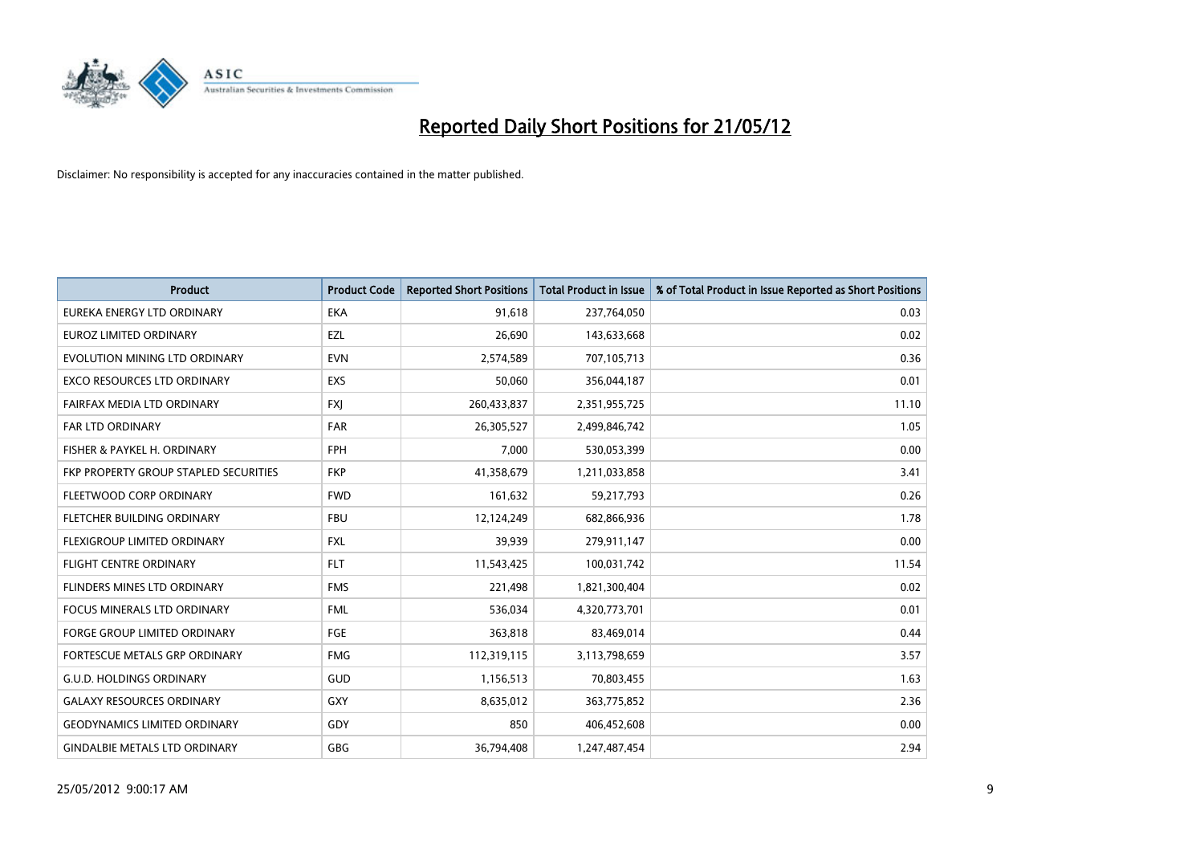# Reported Daily Short Positions for 21/05/12

Disclaimer: No responsibility is accepted for any inaccuracies contained in the matter published.

| Product | Product Code | Reported Short Positions | Total Product in Issue | % of Total Product in Issue Reported as Short Positions |
|---|---|---|---|---|
| EUREKA ENERGY LTD ORDINARY | EKA | 91,618 | 237,764,050 | 0.03 |
| EUROZ LIMITED ORDINARY | EZL | 26,690 | 143,633,668 | 0.02 |
| EVOLUTION MINING LTD ORDINARY | EVN | 2,574,589 | 707,105,713 | 0.36 |
| EXCO RESOURCES LTD ORDINARY | EXS | 50,060 | 356,044,187 | 0.01 |
| FAIRFAX MEDIA LTD ORDINARY | FXJ | 260,433,837 | 2,351,955,725 | 11.10 |
| FAR LTD ORDINARY | FAR | 26,305,527 | 2,499,846,742 | 1.05 |
| FISHER & PAYKEL H. ORDINARY | FPH | 7,000 | 530,053,399 | 0.00 |
| FKP PROPERTY GROUP STAPLED SECURITIES | FKP | 41,358,679 | 1,211,033,858 | 3.41 |
| FLEETWOOD CORP ORDINARY | FWD | 161,632 | 59,217,793 | 0.26 |
| FLETCHER BUILDING ORDINARY | FBU | 12,124,249 | 682,866,936 | 1.78 |
| FLEXIGROUP LIMITED ORDINARY | FXL | 39,939 | 279,911,147 | 0.00 |
| FLIGHT CENTRE ORDINARY | FLT | 11,543,425 | 100,031,742 | 11.54 |
| FLINDERS MINES LTD ORDINARY | FMS | 221,498 | 1,821,300,404 | 0.02 |
| FOCUS MINERALS LTD ORDINARY | FML | 536,034 | 4,320,773,701 | 0.01 |
| FORGE GROUP LIMITED ORDINARY | FGE | 363,818 | 83,469,014 | 0.44 |
| FORTESCUE METALS GRP ORDINARY | FMG | 112,319,115 | 3,113,798,659 | 3.57 |
| G.U.D. HOLDINGS ORDINARY | GUD | 1,156,513 | 70,803,455 | 1.63 |
| GALAXY RESOURCES ORDINARY | GXY | 8,635,012 | 363,775,852 | 2.36 |
| GEODYNAMICS LIMITED ORDINARY | GDY | 850 | 406,452,608 | 0.00 |
| GINDALBIE METALS LTD ORDINARY | GBG | 36,794,408 | 1,247,487,454 | 2.94 |

25/05/2012 9:00:17 AM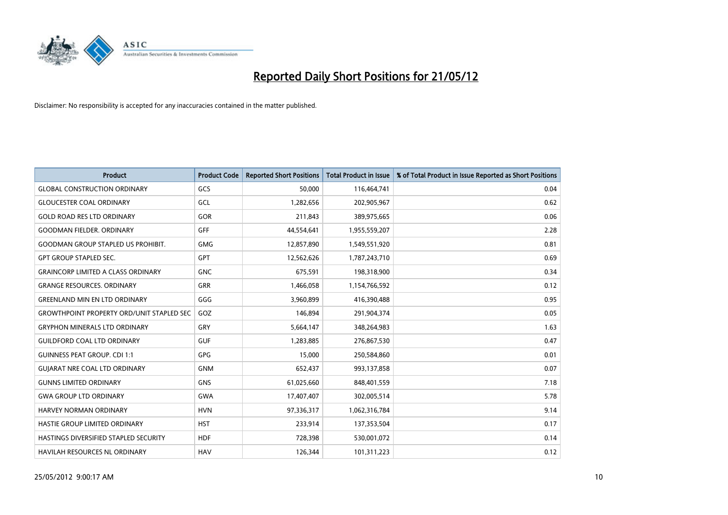# Reported Daily Short Positions for 21/05/12

Disclaimer: No responsibility is accepted for any inaccuracies contained in the matter published.

| Product | Product Code | Reported Short Positions | Total Product in Issue | % of Total Product in Issue Reported as Short Positions |
|---|---|---|---|---|
| GLOBAL CONSTRUCTION ORDINARY | GCS | 50,000 | 116,464,741 | 0.04 |
| GLOUCESTER COAL ORDINARY | GCL | 1,282,656 | 202,905,967 | 0.62 |
| GOLD ROAD RES LTD ORDINARY | GOR | 211,843 | 389,975,665 | 0.06 |
| GOODMAN FIELDER. ORDINARY | GFF | 44,554,641 | 1,955,559,207 | 2.28 |
| GOODMAN GROUP STAPLED US PROHIBIT. | GMG | 12,857,890 | 1,549,551,920 | 0.81 |
| GPT GROUP STAPLED SEC. | GPT | 12,562,626 | 1,787,243,710 | 0.69 |
| GRAINCORP LIMITED A CLASS ORDINARY | GNC | 675,591 | 198,318,900 | 0.34 |
| GRANGE RESOURCES. ORDINARY | GRR | 1,466,058 | 1,154,766,592 | 0.12 |
| GREENLAND MIN EN LTD ORDINARY | GGG | 3,960,899 | 416,390,488 | 0.95 |
| GROWTHPOINT PROPERTY ORD/UNIT STAPLED SEC | GOZ | 146,894 | 291,904,374 | 0.05 |
| GRYPHON MINERALS LTD ORDINARY | GRY | 5,664,147 | 348,264,983 | 1.63 |
| GUILDFORD COAL LTD ORDINARY | GUF | 1,283,885 | 276,867,530 | 0.47 |
| GUINNESS PEAT GROUP. CDI 1:1 | GPG | 15,000 | 250,584,860 | 0.01 |
| GUJARAT NRE COAL LTD ORDINARY | GNM | 652,437 | 993,137,858 | 0.07 |
| GUNNS LIMITED ORDINARY | GNS | 61,025,660 | 848,401,559 | 7.18 |
| GWA GROUP LTD ORDINARY | GWA | 17,407,407 | 302,005,514 | 5.78 |
| HARVEY NORMAN ORDINARY | HVN | 97,336,317 | 1,062,316,784 | 9.14 |
| HASTIE GROUP LIMITED ORDINARY | HST | 233,914 | 137,353,504 | 0.17 |
| HASTINGS DIVERSIFIED STAPLED SECURITY | HDF | 728,398 | 530,001,072 | 0.14 |
| HAVILAH RESOURCES NL ORDINARY | HAV | 126,344 | 101,311,223 | 0.12 |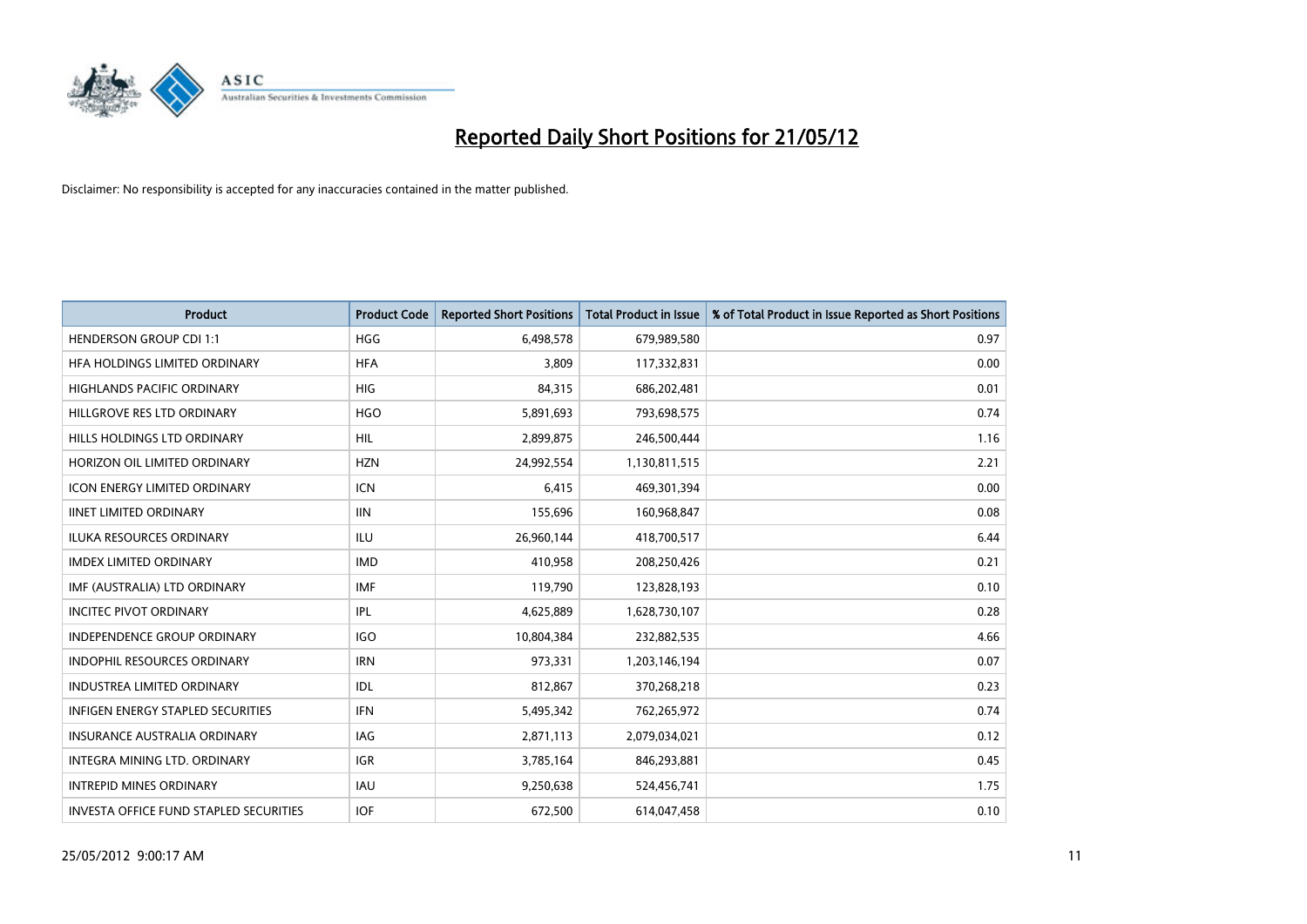# Reported Daily Short Positions for 21/05/12

Disclaimer: No responsibility is accepted for any inaccuracies contained in the matter published.

| Product | Product Code | Reported Short Positions | Total Product in Issue | % of Total Product in Issue Reported as Short Positions |
|---|---|---|---|---|
| HENDERSON GROUP CDI 1:1 | HGG | 6,498,578 | 679,989,580 | 0.97 |
| HFA HOLDINGS LIMITED ORDINARY | HFA | 3,809 | 117,332,831 | 0.00 |
| HIGHLANDS PACIFIC ORDINARY | HIG | 84,315 | 686,202,481 | 0.01 |
| HILLGROVE RES LTD ORDINARY | HGO | 5,891,693 | 793,698,575 | 0.74 |
| HILLS HOLDINGS LTD ORDINARY | HIL | 2,899,875 | 246,500,444 | 1.16 |
| HORIZON OIL LIMITED ORDINARY | HZN | 24,992,554 | 1,130,811,515 | 2.21 |
| ICON ENERGY LIMITED ORDINARY | ICN | 6,415 | 469,301,394 | 0.00 |
| IINET LIMITED ORDINARY | IIN | 155,696 | 160,968,847 | 0.08 |
| ILUKA RESOURCES ORDINARY | ILU | 26,960,144 | 418,700,517 | 6.44 |
| IMDEX LIMITED ORDINARY | IMD | 410,958 | 208,250,426 | 0.21 |
| IMF (AUSTRALIA) LTD ORDINARY | IMF | 119,790 | 123,828,193 | 0.10 |
| INCITEC PIVOT ORDINARY | IPL | 4,625,889 | 1,628,730,107 | 0.28 |
| INDEPENDENCE GROUP ORDINARY | IGO | 10,804,384 | 232,882,535 | 4.66 |
| INDOPHIL RESOURCES ORDINARY | IRN | 973,331 | 1,203,146,194 | 0.07 |
| INDUSTREA LIMITED ORDINARY | IDL | 812,867 | 370,268,218 | 0.23 |
| INFIGEN ENERGY STAPLED SECURITIES | IFN | 5,495,342 | 762,265,972 | 0.74 |
| INSURANCE AUSTRALIA ORDINARY | IAG | 2,871,113 | 2,079,034,021 | 0.12 |
| INTEGRA MINING LTD. ORDINARY | IGR | 3,785,164 | 846,293,881 | 0.45 |
| INTREPID MINES ORDINARY | IAU | 9,250,638 | 524,456,741 | 1.75 |
| INVESTA OFFICE FUND STAPLED SECURITIES | IOF | 672,500 | 614,047,458 | 0.10 |

25/05/2012 9:00:17 AM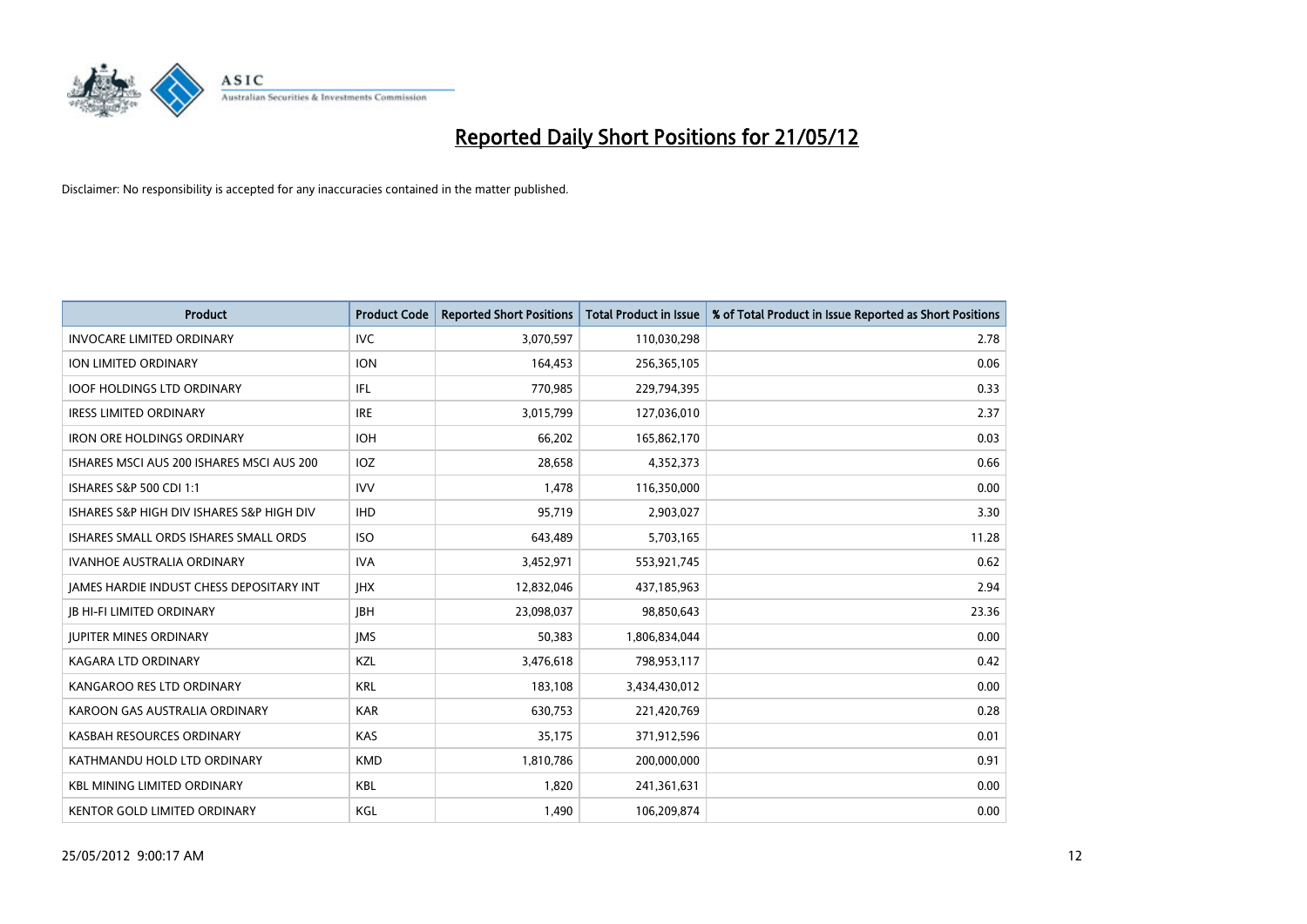# Reported Daily Short Positions for 21/05/12

Disclaimer: No responsibility is accepted for any inaccuracies contained in the matter published.

| Product | Product Code | Reported Short Positions | Total Product in Issue | % of Total Product in Issue Reported as Short Positions |
|---|---|---|---|---|
| INVOCARE LIMITED ORDINARY | IVC | 3,070,597 | 110,030,298 | 2.78 |
| ION LIMITED ORDINARY | ION | 164,453 | 256,365,105 | 0.06 |
| IOOF HOLDINGS LTD ORDINARY | IFL | 770,985 | 229,794,395 | 0.33 |
| IRESS LIMITED ORDINARY | IRE | 3,015,799 | 127,036,010 | 2.37 |
| IRON ORE HOLDINGS ORDINARY | IOH | 66,202 | 165,862,170 | 0.03 |
| ISHARES MSCI AUS 200 ISHARES MSCI AUS 200 | IOZ | 28,658 | 4,352,373 | 0.66 |
| ISHARES S&P 500 CDI 1:1 | IVV | 1,478 | 116,350,000 | 0.00 |
| ISHARES S&P HIGH DIV ISHARES S&P HIGH DIV | IHD | 95,719 | 2,903,027 | 3.30 |
| ISHARES SMALL ORDS ISHARES SMALL ORDS | ISO | 643,489 | 5,703,165 | 11.28 |
| IVANHOE AUSTRALIA ORDINARY | IVA | 3,452,971 | 553,921,745 | 0.62 |
| JAMES HARDIE INDUST CHESS DEPOSITARY INT | JHX | 12,832,046 | 437,185,963 | 2.94 |
| JB HI-FI LIMITED ORDINARY | JBH | 23,098,037 | 98,850,643 | 23.36 |
| JUPITER MINES ORDINARY | JMS | 50,383 | 1,806,834,044 | 0.00 |
| KAGARA LTD ORDINARY | KZL | 3,476,618 | 798,953,117 | 0.42 |
| KANGAROO RES LTD ORDINARY | KRL | 183,108 | 3,434,430,012 | 0.00 |
| KAROON GAS AUSTRALIA ORDINARY | KAR | 630,753 | 221,420,769 | 0.28 |
| KASBAH RESOURCES ORDINARY | KAS | 35,175 | 371,912,596 | 0.01 |
| KATHMANDU HOLD LTD ORDINARY | KMD | 1,810,786 | 200,000,000 | 0.91 |
| KBL MINING LIMITED ORDINARY | KBL | 1,820 | 241,361,631 | 0.00 |
| KENTOR GOLD LIMITED ORDINARY | KGL | 1,490 | 106,209,874 | 0.00 |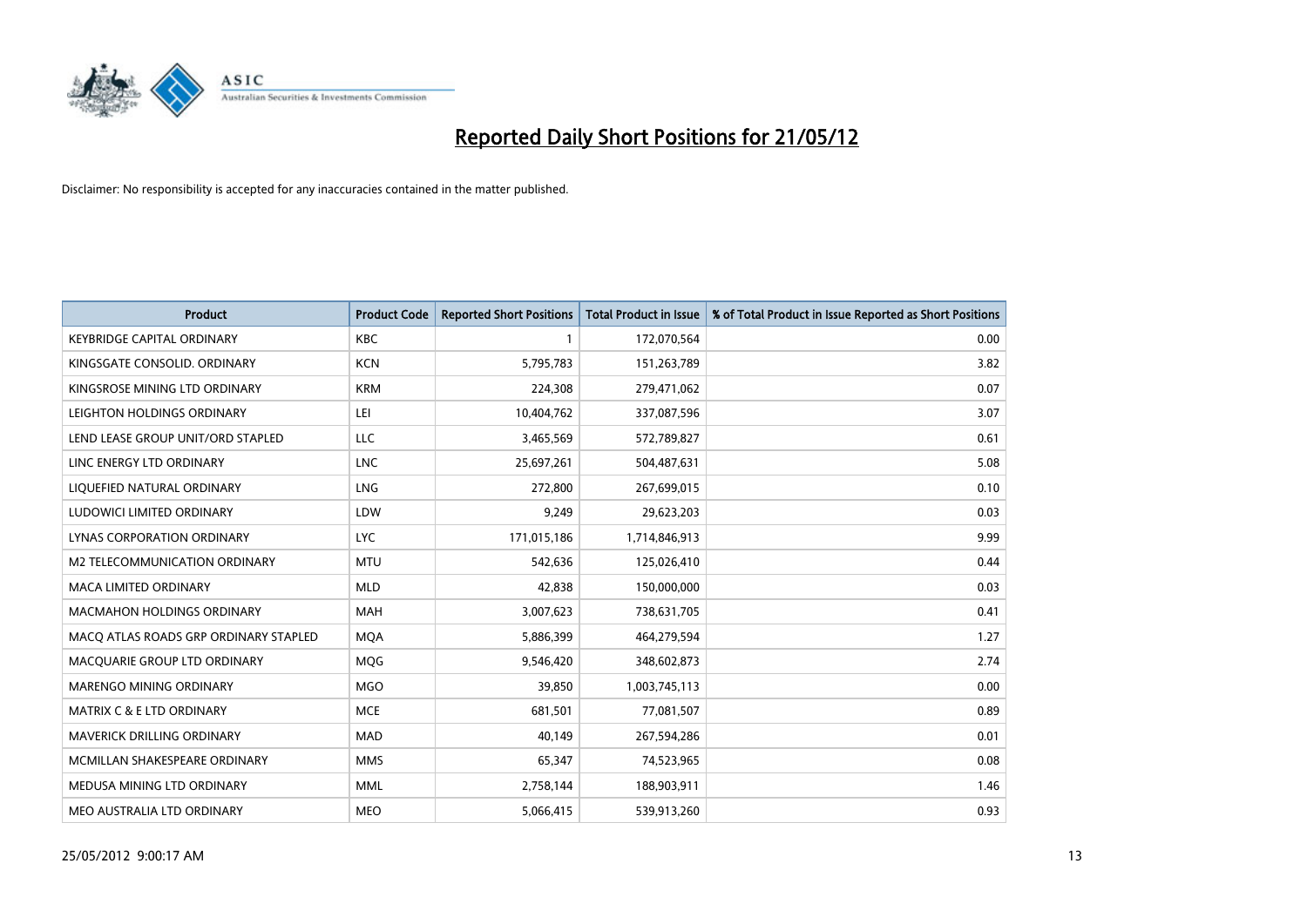# Reported Daily Short Positions for 21/05/12

Disclaimer: No responsibility is accepted for any inaccuracies contained in the matter published.

| Product | Product Code | Reported Short Positions | Total Product in Issue | % of Total Product in Issue Reported as Short Positions |
|---|---|---|---|---|
| KEYBRIDGE CAPITAL ORDINARY | KBC | 1 | 172,070,564 | 0.00 |
| KINGSGATE CONSOLID. ORDINARY | KCN | 5,795,783 | 151,263,789 | 3.82 |
| KINGSROSE MINING LTD ORDINARY | KRM | 224,308 | 279,471,062 | 0.07 |
| LEIGHTON HOLDINGS ORDINARY | LEI | 10,404,762 | 337,087,596 | 3.07 |
| LEND LEASE GROUP UNIT/ORD STAPLED | LLC | 3,465,569 | 572,789,827 | 0.61 |
| LINC ENERGY LTD ORDINARY | LNC | 25,697,261 | 504,487,631 | 5.08 |
| LIQUEFIED NATURAL ORDINARY | LNG | 272,800 | 267,699,015 | 0.10 |
| LUDOWICI LIMITED ORDINARY | LDW | 9,249 | 29,623,203 | 0.03 |
| LYNAS CORPORATION ORDINARY | LYC | 171,015,186 | 1,714,846,913 | 9.99 |
| M2 TELECOMMUNICATION ORDINARY | MTU | 542,636 | 125,026,410 | 0.44 |
| MACA LIMITED ORDINARY | MLD | 42,838 | 150,000,000 | 0.03 |
| MACMAHON HOLDINGS ORDINARY | MAH | 3,007,623 | 738,631,705 | 0.41 |
| MACQ ATLAS ROADS GRP ORDINARY STAPLED | MQA | 5,886,399 | 464,279,594 | 1.27 |
| MACQUARIE GROUP LTD ORDINARY | MQG | 9,546,420 | 348,602,873 | 2.74 |
| MARENGO MINING ORDINARY | MGO | 39,850 | 1,003,745,113 | 0.00 |
| MATRIX C & E LTD ORDINARY | MCE | 681,501 | 77,081,507 | 0.89 |
| MAVERICK DRILLING ORDINARY | MAD | 40,149 | 267,594,286 | 0.01 |
| MCMILLAN SHAKESPEARE ORDINARY | MMS | 65,347 | 74,523,965 | 0.08 |
| MEDUSA MINING LTD ORDINARY | MML | 2,758,144 | 188,903,911 | 1.46 |
| MEO AUSTRALIA LTD ORDINARY | MEO | 5,066,415 | 539,913,260 | 0.93 |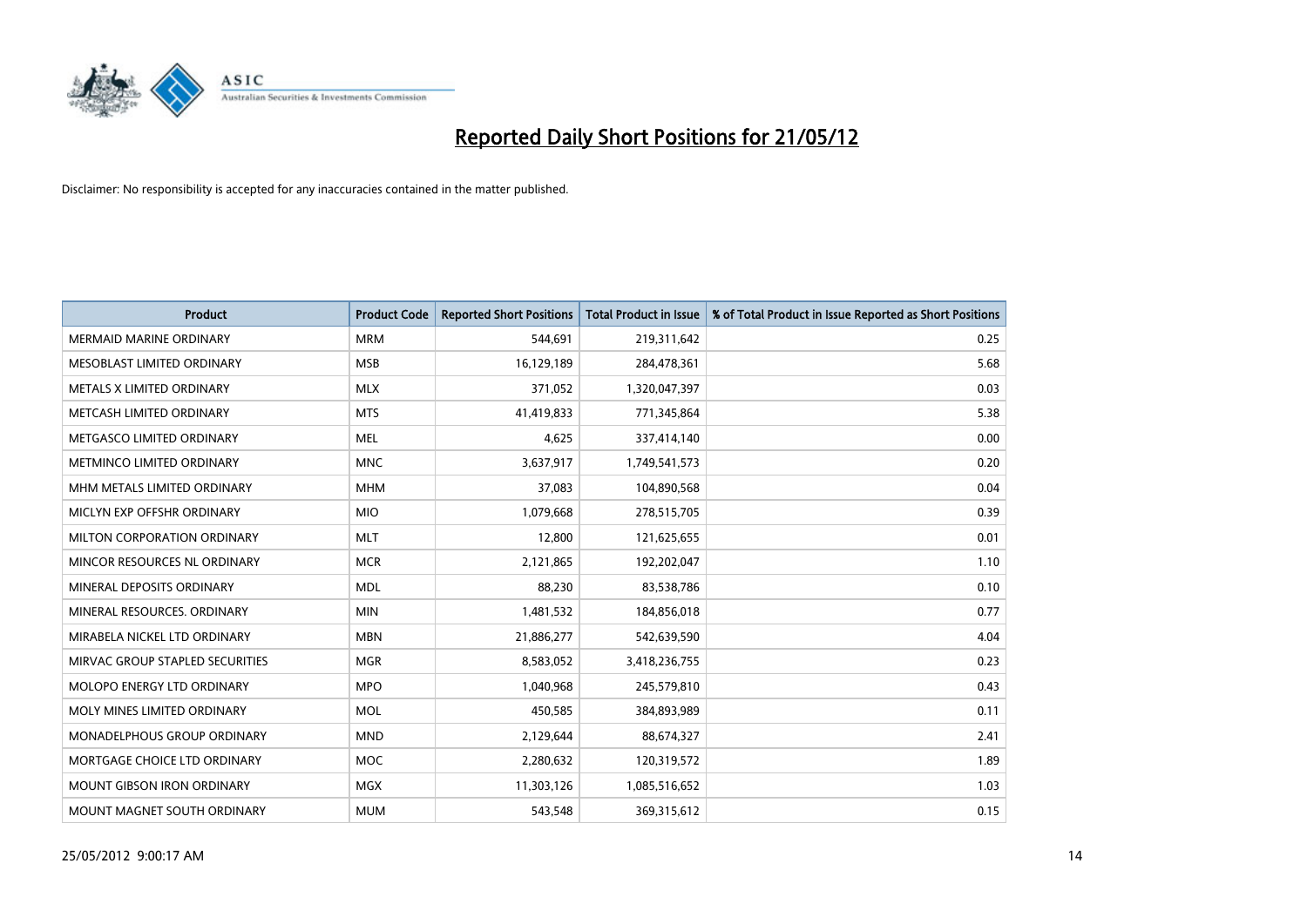# Reported Daily Short Positions for 21/05/12

Disclaimer: No responsibility is accepted for any inaccuracies contained in the matter published.

| Product | Product Code | Reported Short Positions | Total Product in Issue | % of Total Product in Issue Reported as Short Positions |
|---|---|---|---|---|
| MERMAID MARINE ORDINARY | MRM | 544,691 | 219,311,642 | 0.25 |
| MESOBLAST LIMITED ORDINARY | MSB | 16,129,189 | 284,478,361 | 5.68 |
| METALS X LIMITED ORDINARY | MLX | 371,052 | 1,320,047,397 | 0.03 |
| METCASH LIMITED ORDINARY | MTS | 41,419,833 | 771,345,864 | 5.38 |
| METGASCO LIMITED ORDINARY | MEL | 4,625 | 337,414,140 | 0.00 |
| METMINCO LIMITED ORDINARY | MNC | 3,637,917 | 1,749,541,573 | 0.20 |
| MHM METALS LIMITED ORDINARY | MHM | 37,083 | 104,890,568 | 0.04 |
| MICLYN EXP OFFSHR ORDINARY | MIO | 1,079,668 | 278,515,705 | 0.39 |
| MILTON CORPORATION ORDINARY | MLT | 12,800 | 121,625,655 | 0.01 |
| MINCOR RESOURCES NL ORDINARY | MCR | 2,121,865 | 192,202,047 | 1.10 |
| MINERAL DEPOSITS ORDINARY | MDL | 88,230 | 83,538,786 | 0.10 |
| MINERAL RESOURCES. ORDINARY | MIN | 1,481,532 | 184,856,018 | 0.77 |
| MIRABELA NICKEL LTD ORDINARY | MBN | 21,886,277 | 542,639,590 | 4.04 |
| MIRVAC GROUP STAPLED SECURITIES | MGR | 8,583,052 | 3,418,236,755 | 0.23 |
| MOLOPO ENERGY LTD ORDINARY | MPO | 1,040,968 | 245,579,810 | 0.43 |
| MOLY MINES LIMITED ORDINARY | MOL | 450,585 | 384,893,989 | 0.11 |
| MONADELPHOUS GROUP ORDINARY | MND | 2,129,644 | 88,674,327 | 2.41 |
| MORTGAGE CHOICE LTD ORDINARY | MOC | 2,280,632 | 120,319,572 | 1.89 |
| MOUNT GIBSON IRON ORDINARY | MGX | 11,303,126 | 1,085,516,652 | 1.03 |
| MOUNT MAGNET SOUTH ORDINARY | MUM | 543,548 | 369,315,612 | 0.15 |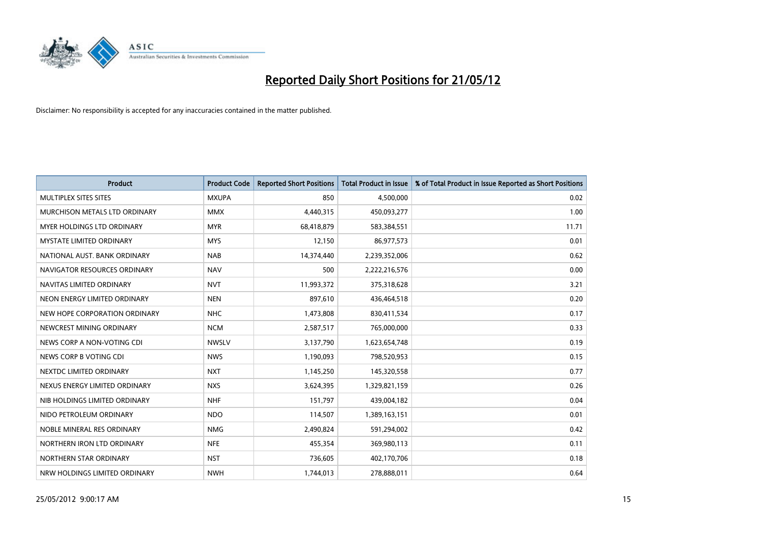# Reported Daily Short Positions for 21/05/12

Disclaimer: No responsibility is accepted for any inaccuracies contained in the matter published.

| Product | Product Code | Reported Short Positions | Total Product in Issue | % of Total Product in Issue Reported as Short Positions |
|---|---|---|---|---|
| MULTIPLEX SITES SITES | MXUPA | 850 | 4,500,000 | 0.02 |
| MURCHISON METALS LTD ORDINARY | MMX | 4,440,315 | 450,093,277 | 1.00 |
| MYER HOLDINGS LTD ORDINARY | MYR | 68,418,879 | 583,384,551 | 11.71 |
| MYSTATE LIMITED ORDINARY | MYS | 12,150 | 86,977,573 | 0.01 |
| NATIONAL AUST. BANK ORDINARY | NAB | 14,374,440 | 2,239,352,006 | 0.62 |
| NAVIGATOR RESOURCES ORDINARY | NAV | 500 | 2,222,216,576 | 0.00 |
| NAVITAS LIMITED ORDINARY | NVT | 11,993,372 | 375,318,628 | 3.21 |
| NEON ENERGY LIMITED ORDINARY | NEN | 897,610 | 436,464,518 | 0.20 |
| NEW HOPE CORPORATION ORDINARY | NHC | 1,473,808 | 830,411,534 | 0.17 |
| NEWCREST MINING ORDINARY | NCM | 2,587,517 | 765,000,000 | 0.33 |
| NEWS CORP A NON-VOTING CDI | NWSLV | 3,137,790 | 1,623,654,748 | 0.19 |
| NEWS CORP B VOTING CDI | NWS | 1,190,093 | 798,520,953 | 0.15 |
| NEXTDC LIMITED ORDINARY | NXT | 1,145,250 | 145,320,558 | 0.77 |
| NEXUS ENERGY LIMITED ORDINARY | NXS | 3,624,395 | 1,329,821,159 | 0.26 |
| NIB HOLDINGS LIMITED ORDINARY | NHF | 151,797 | 439,004,182 | 0.04 |
| NIDO PETROLEUM ORDINARY | NDO | 114,507 | 1,389,163,151 | 0.01 |
| NOBLE MINERAL RES ORDINARY | NMG | 2,490,824 | 591,294,002 | 0.42 |
| NORTHERN IRON LTD ORDINARY | NFE | 455,354 | 369,980,113 | 0.11 |
| NORTHERN STAR ORDINARY | NST | 736,605 | 402,170,706 | 0.18 |
| NRW HOLDINGS LIMITED ORDINARY | NWH | 1,744,013 | 278,888,011 | 0.64 |

25/05/2012 9:00:17 AM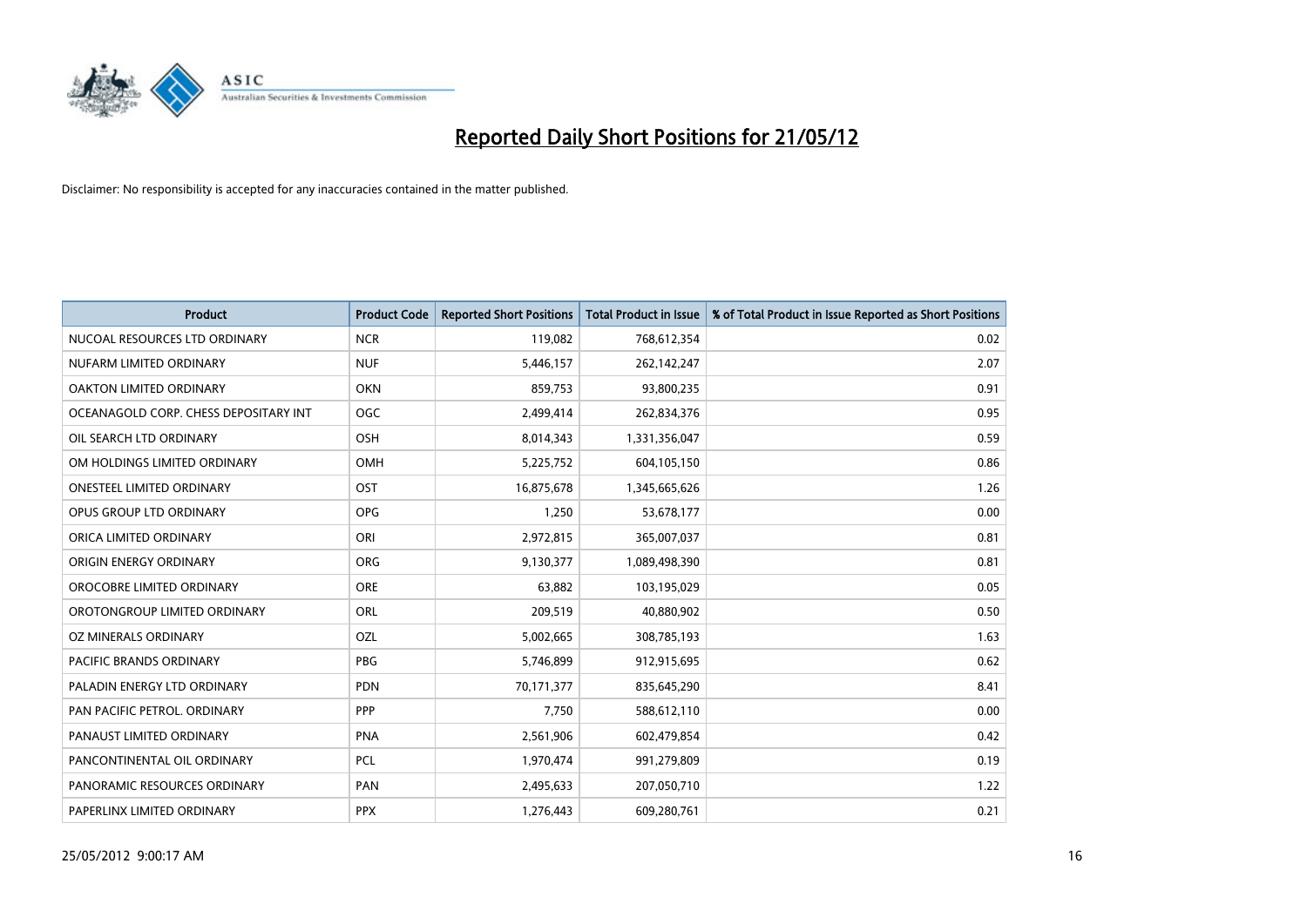# Reported Daily Short Positions for 21/05/12

Disclaimer: No responsibility is accepted for any inaccuracies contained in the matter published.

| Product | Product Code | Reported Short Positions | Total Product in Issue | % of Total Product in Issue Reported as Short Positions |
|---|---|---|---|---|
| NUCOAL RESOURCES LTD ORDINARY | NCR | 119,082 | 768,612,354 | 0.02 |
| NUFARM LIMITED ORDINARY | NUF | 5,446,157 | 262,142,247 | 2.07 |
| OAKTON LIMITED ORDINARY | OKN | 859,753 | 93,800,235 | 0.91 |
| OCEANAGOLD CORP. CHESS DEPOSITARY INT | OGC | 2,499,414 | 262,834,376 | 0.95 |
| OIL SEARCH LTD ORDINARY | OSH | 8,014,343 | 1,331,356,047 | 0.59 |
| OM HOLDINGS LIMITED ORDINARY | OMH | 5,225,752 | 604,105,150 | 0.86 |
| ONESTEEL LIMITED ORDINARY | OST | 16,875,678 | 1,345,665,626 | 1.26 |
| OPUS GROUP LTD ORDINARY | OPG | 1,250 | 53,678,177 | 0.00 |
| ORICA LIMITED ORDINARY | ORI | 2,972,815 | 365,007,037 | 0.81 |
| ORIGIN ENERGY ORDINARY | ORG | 9,130,377 | 1,089,498,390 | 0.81 |
| OROCOBRE LIMITED ORDINARY | ORE | 63,882 | 103,195,029 | 0.05 |
| OROTONGROUP LIMITED ORDINARY | ORL | 209,519 | 40,880,902 | 0.50 |
| OZ MINERALS ORDINARY | OZL | 5,002,665 | 308,785,193 | 1.63 |
| PACIFIC BRANDS ORDINARY | PBG | 5,746,899 | 912,915,695 | 0.62 |
| PALADIN ENERGY LTD ORDINARY | PDN | 70,171,377 | 835,645,290 | 8.41 |
| PAN PACIFIC PETROL. ORDINARY | PPP | 7,750 | 588,612,110 | 0.00 |
| PANAUST LIMITED ORDINARY | PNA | 2,561,906 | 602,479,854 | 0.42 |
| PANCONTINENTAL OIL ORDINARY | PCL | 1,970,474 | 991,279,809 | 0.19 |
| PANORAMIC RESOURCES ORDINARY | PAN | 2,495,633 | 207,050,710 | 1.22 |
| PAPERLINX LIMITED ORDINARY | PPX | 1,276,443 | 609,280,761 | 0.21 |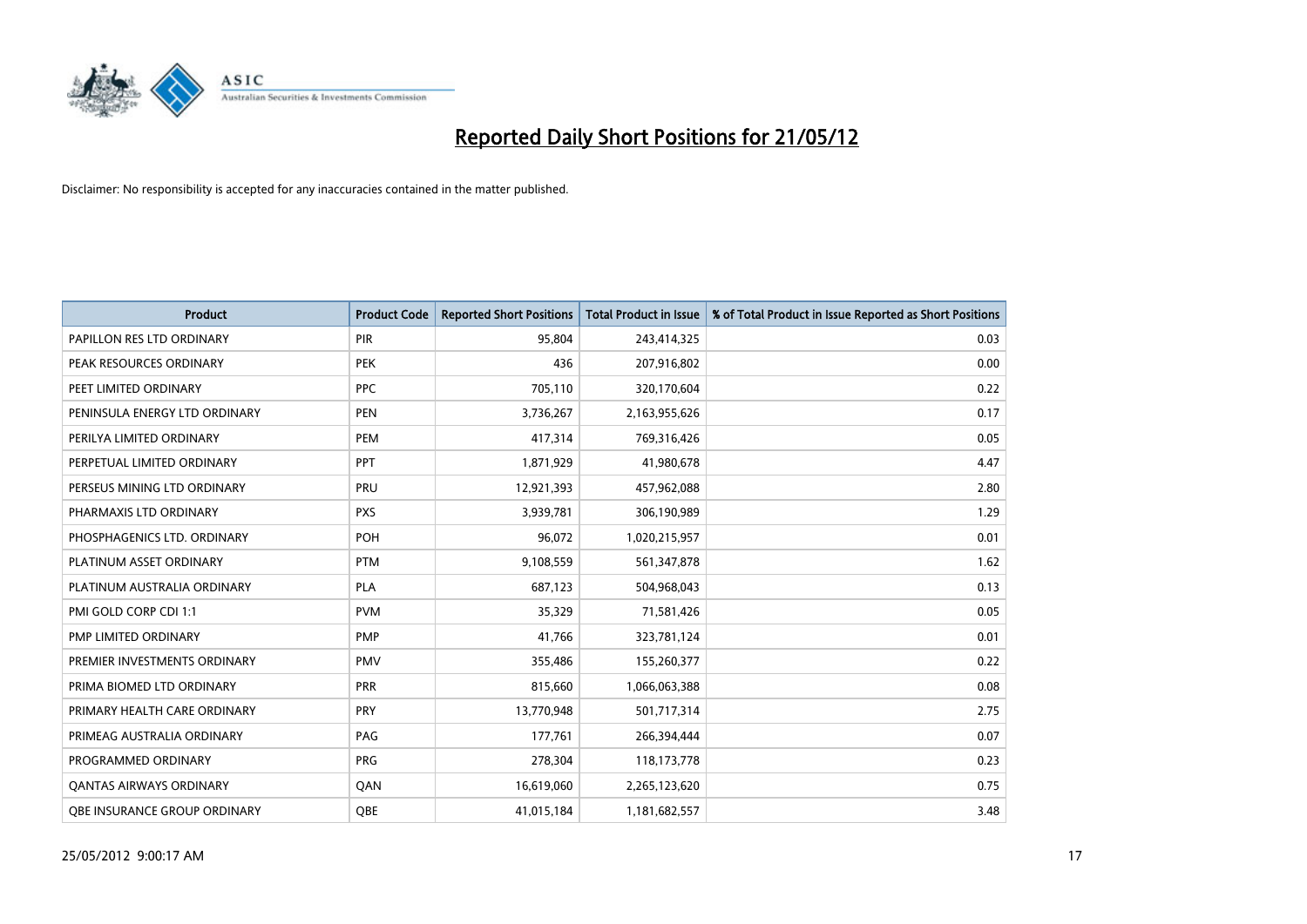# Reported Daily Short Positions for 21/05/12

Disclaimer: No responsibility is accepted for any inaccuracies contained in the matter published.

| Product | Product Code | Reported Short Positions | Total Product in Issue | % of Total Product in Issue Reported as Short Positions |
|---|---|---|---|---|
| PAPILLON RES LTD ORDINARY | PIR | 95,804 | 243,414,325 | 0.03 |
| PEAK RESOURCES ORDINARY | PEK | 436 | 207,916,802 | 0.00 |
| PEET LIMITED ORDINARY | PPC | 705,110 | 320,170,604 | 0.22 |
| PENINSULA ENERGY LTD ORDINARY | PEN | 3,736,267 | 2,163,955,626 | 0.17 |
| PERILYA LIMITED ORDINARY | PEM | 417,314 | 769,316,426 | 0.05 |
| PERPETUAL LIMITED ORDINARY | PPT | 1,871,929 | 41,980,678 | 4.47 |
| PERSEUS MINING LTD ORDINARY | PRU | 12,921,393 | 457,962,088 | 2.80 |
| PHARMAXIS LTD ORDINARY | PXS | 3,939,781 | 306,190,989 | 1.29 |
| PHOSPHAGENICS LTD. ORDINARY | POH | 96,072 | 1,020,215,957 | 0.01 |
| PLATINUM ASSET ORDINARY | PTM | 9,108,559 | 561,347,878 | 1.62 |
| PLATINUM AUSTRALIA ORDINARY | PLA | 687,123 | 504,968,043 | 0.13 |
| PMI GOLD CORP CDI 1:1 | PVM | 35,329 | 71,581,426 | 0.05 |
| PMP LIMITED ORDINARY | PMP | 41,766 | 323,781,124 | 0.01 |
| PREMIER INVESTMENTS ORDINARY | PMV | 355,486 | 155,260,377 | 0.22 |
| PRIMA BIOMED LTD ORDINARY | PRR | 815,660 | 1,066,063,388 | 0.08 |
| PRIMARY HEALTH CARE ORDINARY | PRY | 13,770,948 | 501,717,314 | 2.75 |
| PRIMEAG AUSTRALIA ORDINARY | PAG | 177,761 | 266,394,444 | 0.07 |
| PROGRAMMED ORDINARY | PRG | 278,304 | 118,173,778 | 0.23 |
| QANTAS AIRWAYS ORDINARY | QAN | 16,619,060 | 2,265,123,620 | 0.75 |
| QBE INSURANCE GROUP ORDINARY | QBE | 41,015,184 | 1,181,682,557 | 3.48 |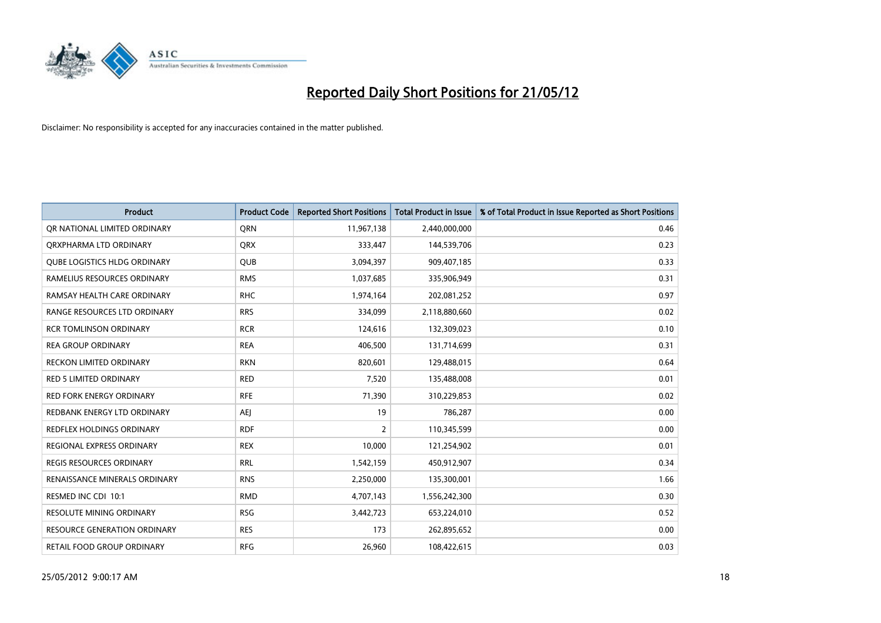# Reported Daily Short Positions for 21/05/12

Disclaimer: No responsibility is accepted for any inaccuracies contained in the matter published.

| Product | Product Code | Reported Short Positions | Total Product in Issue | % of Total Product in Issue Reported as Short Positions |
|---|---|---|---|---|
| QR NATIONAL LIMITED ORDINARY | QRN | 11,967,138 | 2,440,000,000 | 0.46 |
| QRXPHARMA LTD ORDINARY | QRX | 333,447 | 144,539,706 | 0.23 |
| QUBE LOGISTICS HLDG ORDINARY | QUB | 3,094,397 | 909,407,185 | 0.33 |
| RAMELIUS RESOURCES ORDINARY | RMS | 1,037,685 | 335,906,949 | 0.31 |
| RAMSAY HEALTH CARE ORDINARY | RHC | 1,974,164 | 202,081,252 | 0.97 |
| RANGE RESOURCES LTD ORDINARY | RRS | 334,099 | 2,118,880,660 | 0.02 |
| RCR TOMLINSON ORDINARY | RCR | 124,616 | 132,309,023 | 0.10 |
| REA GROUP ORDINARY | REA | 406,500 | 131,714,699 | 0.31 |
| RECKON LIMITED ORDINARY | RKN | 820,601 | 129,488,015 | 0.64 |
| RED 5 LIMITED ORDINARY | RED | 7,520 | 135,488,008 | 0.01 |
| RED FORK ENERGY ORDINARY | RFE | 71,390 | 310,229,853 | 0.02 |
| REDBANK ENERGY LTD ORDINARY | AEJ | 19 | 786,287 | 0.00 |
| REDFLEX HOLDINGS ORDINARY | RDF | 2 | 110,345,599 | 0.00 |
| REGIONAL EXPRESS ORDINARY | REX | 10,000 | 121,254,902 | 0.01 |
| REGIS RESOURCES ORDINARY | RRL | 1,542,159 | 450,912,907 | 0.34 |
| RENAISSANCE MINERALS ORDINARY | RNS | 2,250,000 | 135,300,001 | 1.66 |
| RESMED INC CDI 10:1 | RMD | 4,707,143 | 1,556,242,300 | 0.30 |
| RESOLUTE MINING ORDINARY | RSG | 3,442,723 | 653,224,010 | 0.52 |
| RESOURCE GENERATION ORDINARY | RES | 173 | 262,895,652 | 0.00 |
| RETAIL FOOD GROUP ORDINARY | RFG | 26,960 | 108,422,615 | 0.03 |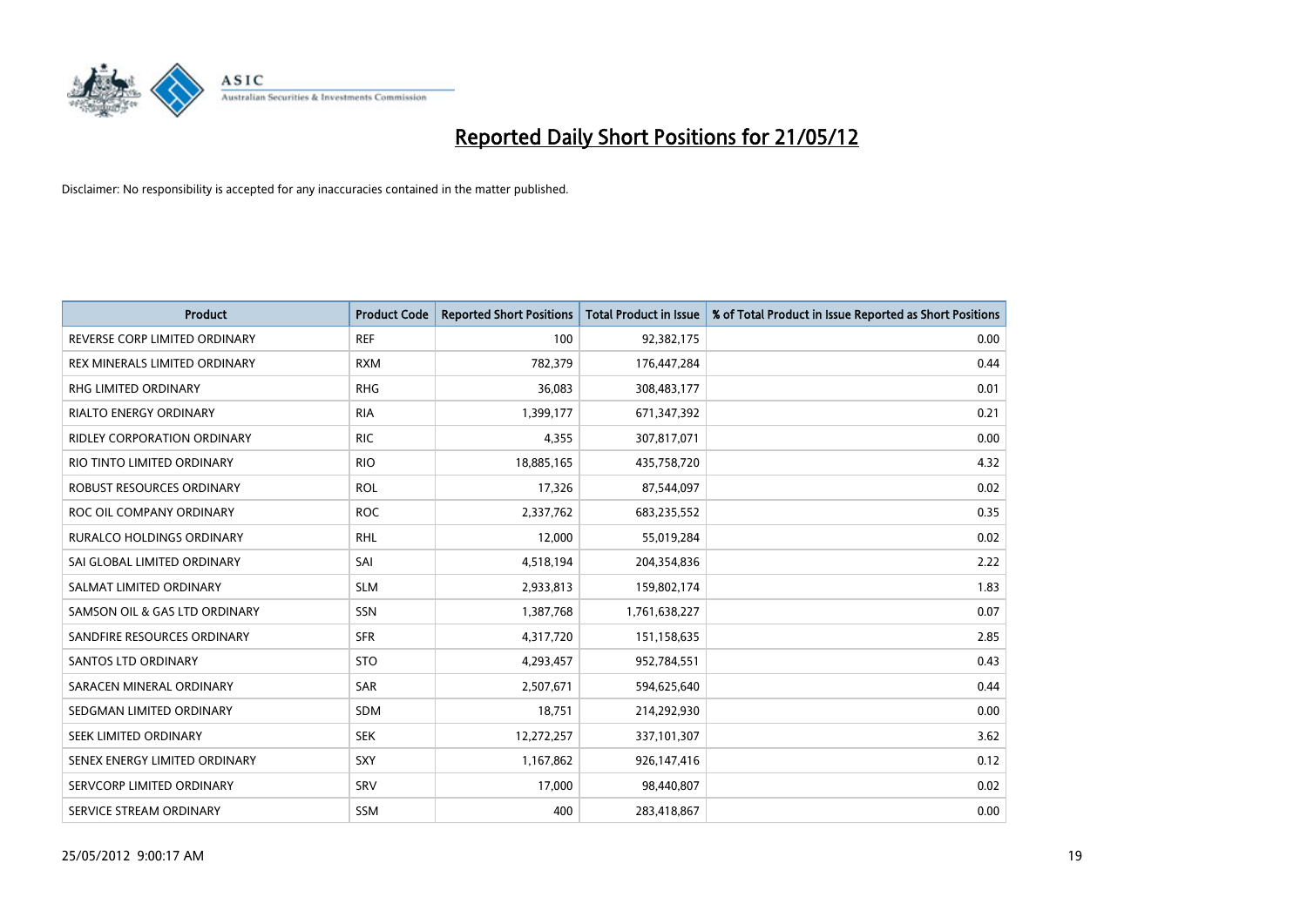# Reported Daily Short Positions for 21/05/12

Disclaimer: No responsibility is accepted for any inaccuracies contained in the matter published.

| Product | Product Code | Reported Short Positions | Total Product in Issue | % of Total Product in Issue Reported as Short Positions |
|---|---|---|---|---|
| REVERSE CORP LIMITED ORDINARY | REF | 100 | 92,382,175 | 0.00 |
| REX MINERALS LIMITED ORDINARY | RXM | 782,379 | 176,447,284 | 0.44 |
| RHG LIMITED ORDINARY | RHG | 36,083 | 308,483,177 | 0.01 |
| RIALTO ENERGY ORDINARY | RIA | 1,399,177 | 671,347,392 | 0.21 |
| RIDLEY CORPORATION ORDINARY | RIC | 4,355 | 307,817,071 | 0.00 |
| RIO TINTO LIMITED ORDINARY | RIO | 18,885,165 | 435,758,720 | 4.32 |
| ROBUST RESOURCES ORDINARY | ROL | 17,326 | 87,544,097 | 0.02 |
| ROC OIL COMPANY ORDINARY | ROC | 2,337,762 | 683,235,552 | 0.35 |
| RURALCO HOLDINGS ORDINARY | RHL | 12,000 | 55,019,284 | 0.02 |
| SAI GLOBAL LIMITED ORDINARY | SAI | 4,518,194 | 204,354,836 | 2.22 |
| SALMAT LIMITED ORDINARY | SLM | 2,933,813 | 159,802,174 | 1.83 |
| SAMSON OIL & GAS LTD ORDINARY | SSN | 1,387,768 | 1,761,638,227 | 0.07 |
| SANDFIRE RESOURCES ORDINARY | SFR | 4,317,720 | 151,158,635 | 2.85 |
| SANTOS LTD ORDINARY | STO | 4,293,457 | 952,784,551 | 0.43 |
| SARACEN MINERAL ORDINARY | SAR | 2,507,671 | 594,625,640 | 0.44 |
| SEDGMAN LIMITED ORDINARY | SDM | 18,751 | 214,292,930 | 0.00 |
| SEEK LIMITED ORDINARY | SEK | 12,272,257 | 337,101,307 | 3.62 |
| SENEX ENERGY LIMITED ORDINARY | SXY | 1,167,862 | 926,147,416 | 0.12 |
| SERVCORP LIMITED ORDINARY | SRV | 17,000 | 98,440,807 | 0.02 |
| SERVICE STREAM ORDINARY | SSM | 400 | 283,418,867 | 0.00 |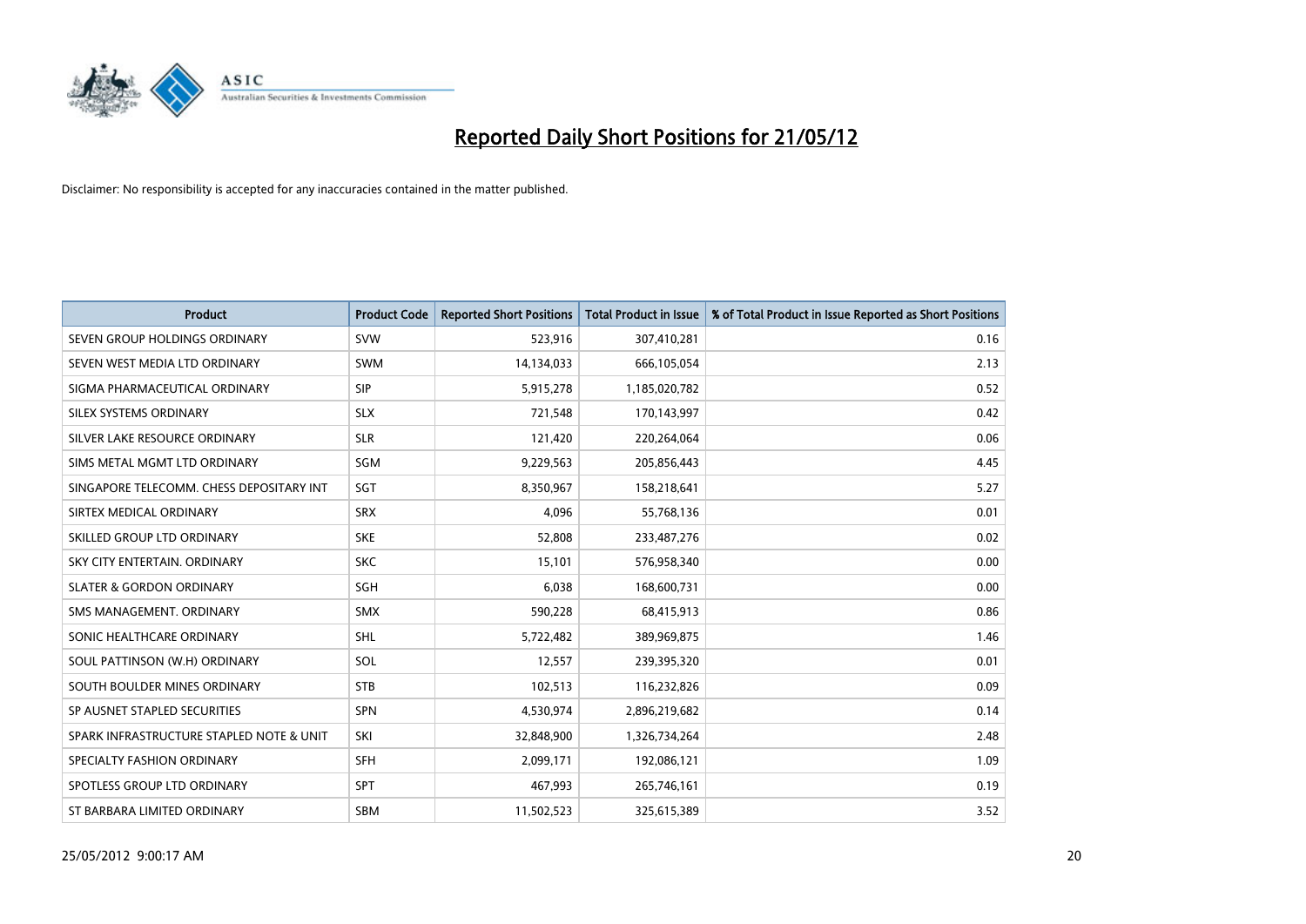# Reported Daily Short Positions for 21/05/12

Disclaimer: No responsibility is accepted for any inaccuracies contained in the matter published.

| Product | Product Code | Reported Short Positions | Total Product in Issue | % of Total Product in Issue Reported as Short Positions |
|---|---|---|---|---|
| SEVEN GROUP HOLDINGS ORDINARY | SVW | 523,916 | 307,410,281 | 0.16 |
| SEVEN WEST MEDIA LTD ORDINARY | SWM | 14,134,033 | 666,105,054 | 2.13 |
| SIGMA PHARMACEUTICAL ORDINARY | SIP | 5,915,278 | 1,185,020,782 | 0.52 |
| SILEX SYSTEMS ORDINARY | SLX | 721,548 | 170,143,997 | 0.42 |
| SILVER LAKE RESOURCE ORDINARY | SLR | 121,420 | 220,264,064 | 0.06 |
| SIMS METAL MGMT LTD ORDINARY | SGM | 9,229,563 | 205,856,443 | 4.45 |
| SINGAPORE TELECOMM. CHESS DEPOSITARY INT | SGT | 8,350,967 | 158,218,641 | 5.27 |
| SIRTEX MEDICAL ORDINARY | SRX | 4,096 | 55,768,136 | 0.01 |
| SKILLED GROUP LTD ORDINARY | SKE | 52,808 | 233,487,276 | 0.02 |
| SKY CITY ENTERTAIN. ORDINARY | SKC | 15,101 | 576,958,340 | 0.00 |
| SLATER & GORDON ORDINARY | SGH | 6,038 | 168,600,731 | 0.00 |
| SMS MANAGEMENT. ORDINARY | SMX | 590,228 | 68,415,913 | 0.86 |
| SONIC HEALTHCARE ORDINARY | SHL | 5,722,482 | 389,969,875 | 1.46 |
| SOUL PATTINSON (W.H) ORDINARY | SOL | 12,557 | 239,395,320 | 0.01 |
| SOUTH BOULDER MINES ORDINARY | STB | 102,513 | 116,232,826 | 0.09 |
| SP AUSNET STAPLED SECURITIES | SPN | 4,530,974 | 2,896,219,682 | 0.14 |
| SPARK INFRASTRUCTURE STAPLED NOTE & UNIT | SKI | 32,848,900 | 1,326,734,264 | 2.48 |
| SPECIALTY FASHION ORDINARY | SFH | 2,099,171 | 192,086,121 | 1.09 |
| SPOTLESS GROUP LTD ORDINARY | SPT | 467,993 | 265,746,161 | 0.19 |
| ST BARBARA LIMITED ORDINARY | SBM | 11,502,523 | 325,615,389 | 3.52 |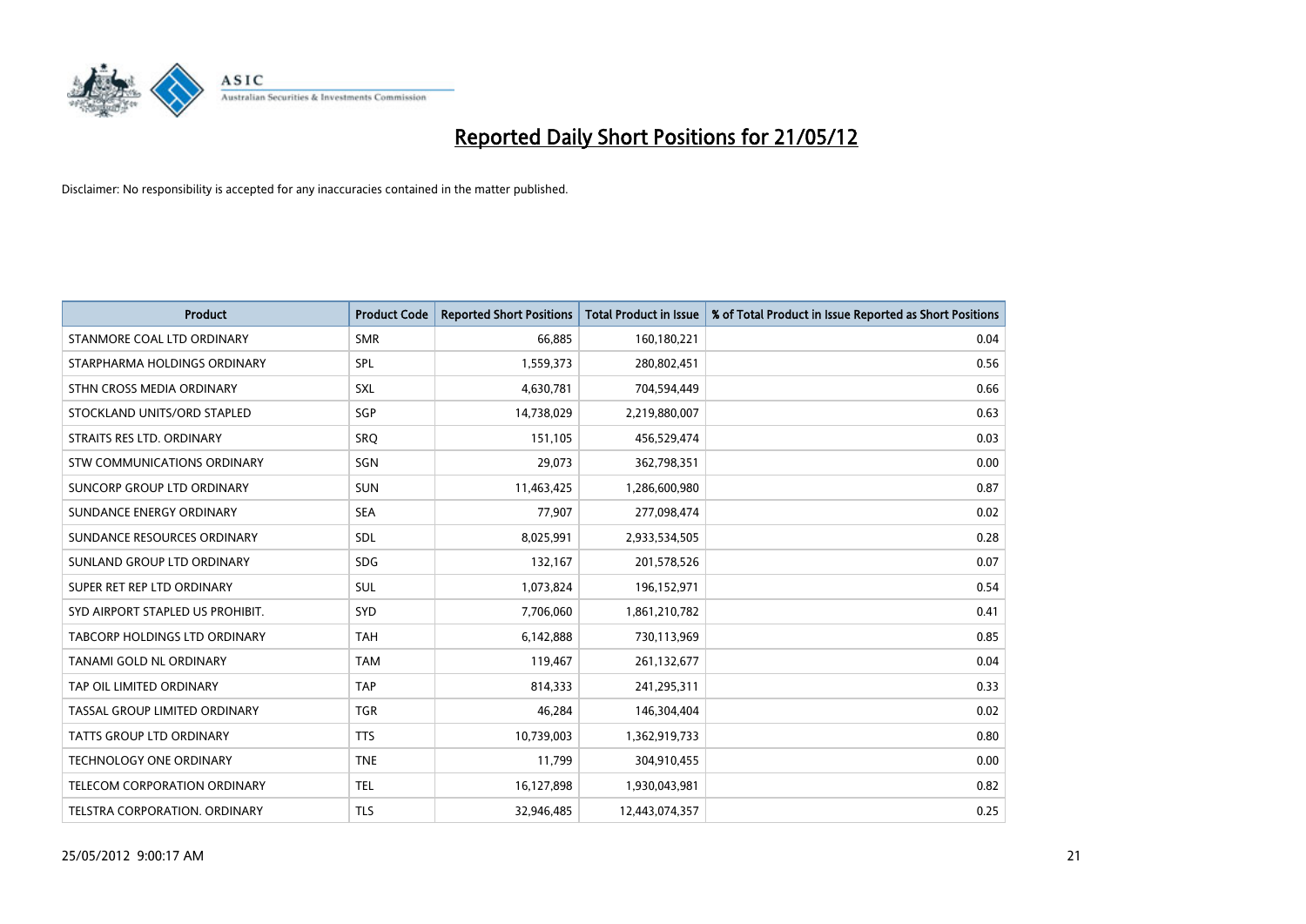# Reported Daily Short Positions for 21/05/12

Disclaimer: No responsibility is accepted for any inaccuracies contained in the matter published.

| Product | Product Code | Reported Short Positions | Total Product in Issue | % of Total Product in Issue Reported as Short Positions |
| --- | --- | --- | --- | --- |
| STANMORE COAL LTD ORDINARY | SMR | 66,885 | 160,180,221 | 0.04 |
| STARPHARMA HOLDINGS ORDINARY | SPL | 1,559,373 | 280,802,451 | 0.56 |
| STHN CROSS MEDIA ORDINARY | SXL | 4,630,781 | 704,594,449 | 0.66 |
| STOCKLAND UNITS/ORD STAPLED | SGP | 14,738,029 | 2,219,880,007 | 0.63 |
| STRAITS RES LTD. ORDINARY | SRQ | 151,105 | 456,529,474 | 0.03 |
| STW COMMUNICATIONS ORDINARY | SGN | 29,073 | 362,798,351 | 0.00 |
| SUNCORP GROUP LTD ORDINARY | SUN | 11,463,425 | 1,286,600,980 | 0.87 |
| SUNDANCE ENERGY ORDINARY | SEA | 77,907 | 277,098,474 | 0.02 |
| SUNDANCE RESOURCES ORDINARY | SDL | 8,025,991 | 2,933,534,505 | 0.28 |
| SUNLAND GROUP LTD ORDINARY | SDG | 132,167 | 201,578,526 | 0.07 |
| SUPER RET REP LTD ORDINARY | SUL | 1,073,824 | 196,152,971 | 0.54 |
| SYD AIRPORT STAPLED US PROHIBIT. | SYD | 7,706,060 | 1,861,210,782 | 0.41 |
| TABCORP HOLDINGS LTD ORDINARY | TAH | 6,142,888 | 730,113,969 | 0.85 |
| TANAMI GOLD NL ORDINARY | TAM | 119,467 | 261,132,677 | 0.04 |
| TAP OIL LIMITED ORDINARY | TAP | 814,333 | 241,295,311 | 0.33 |
| TASSAL GROUP LIMITED ORDINARY | TGR | 46,284 | 146,304,404 | 0.02 |
| TATTS GROUP LTD ORDINARY | TTS | 10,739,003 | 1,362,919,733 | 0.80 |
| TECHNOLOGY ONE ORDINARY | TNE | 11,799 | 304,910,455 | 0.00 |
| TELECOM CORPORATION ORDINARY | TEL | 16,127,898 | 1,930,043,981 | 0.82 |
| TELSTRA CORPORATION. ORDINARY | TLS | 32,946,485 | 12,443,074,357 | 0.25 |

25/05/2012 9:00:17 AM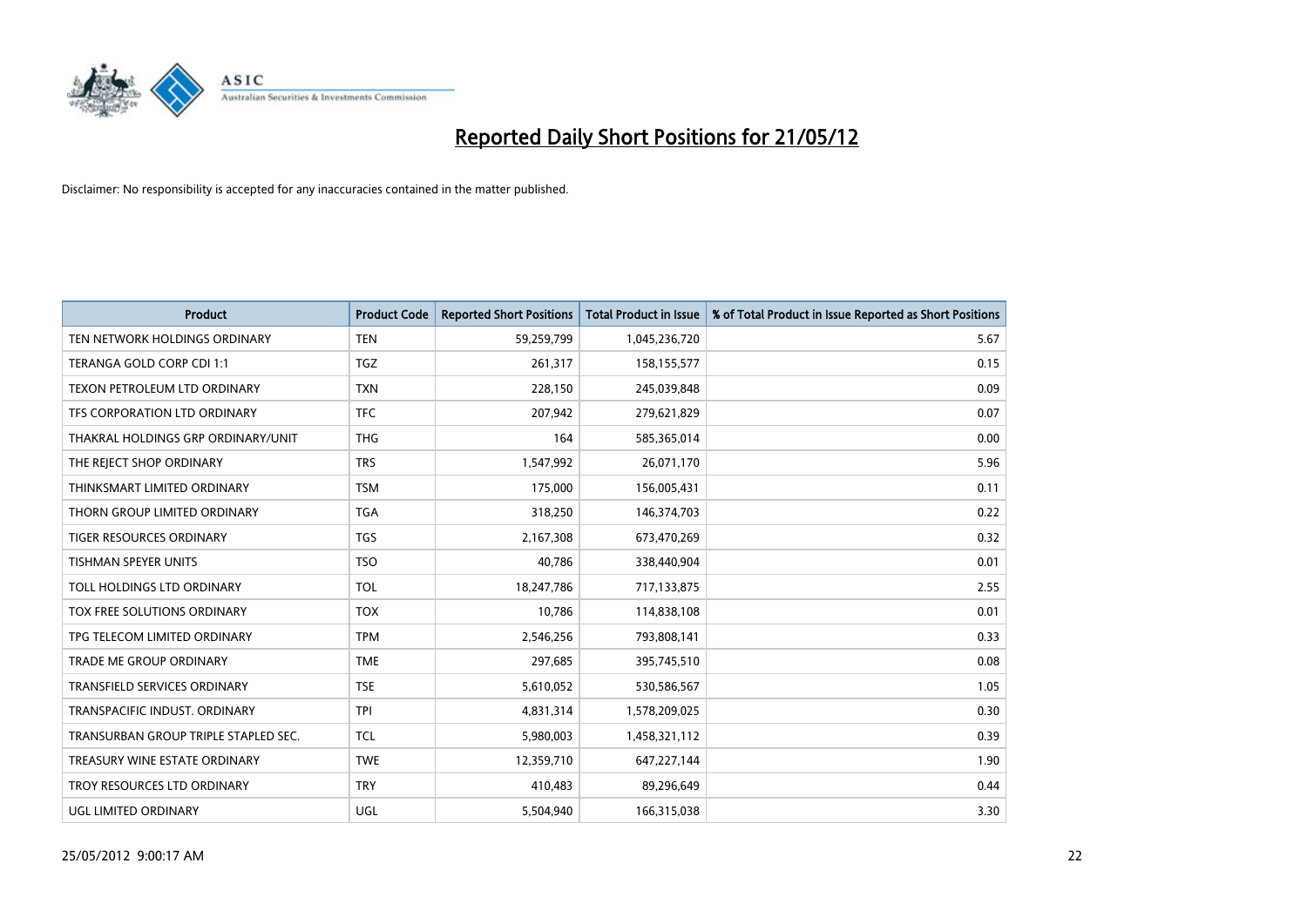# Reported Daily Short Positions for 21/05/12

Disclaimer: No responsibility is accepted for any inaccuracies contained in the matter published.

| Product | Product Code | Reported Short Positions | Total Product in Issue | % of Total Product in Issue Reported as Short Positions |
|---|---|---|---|---|
| TEN NETWORK HOLDINGS ORDINARY | TEN | 59,259,799 | 1,045,236,720 | 5.67 |
| TERANGA GOLD CORP CDI 1:1 | TGZ | 261,317 | 158,155,577 | 0.15 |
| TEXON PETROLEUM LTD ORDINARY | TXN | 228,150 | 245,039,848 | 0.09 |
| TFS CORPORATION LTD ORDINARY | TFC | 207,942 | 279,621,829 | 0.07 |
| THAKRAL HOLDINGS GRP ORDINARY/UNIT | THG | 164 | 585,365,014 | 0.00 |
| THE REJECT SHOP ORDINARY | TRS | 1,547,992 | 26,071,170 | 5.96 |
| THINKSMART LIMITED ORDINARY | TSM | 175,000 | 156,005,431 | 0.11 |
| THORN GROUP LIMITED ORDINARY | TGA | 318,250 | 146,374,703 | 0.22 |
| TIGER RESOURCES ORDINARY | TGS | 2,167,308 | 673,470,269 | 0.32 |
| TISHMAN SPEYER UNITS | TSO | 40,786 | 338,440,904 | 0.01 |
| TOLL HOLDINGS LTD ORDINARY | TOL | 18,247,786 | 717,133,875 | 2.55 |
| TOX FREE SOLUTIONS ORDINARY | TOX | 10,786 | 114,838,108 | 0.01 |
| TPG TELECOM LIMITED ORDINARY | TPM | 2,546,256 | 793,808,141 | 0.33 |
| TRADE ME GROUP ORDINARY | TME | 297,685 | 395,745,510 | 0.08 |
| TRANSFIELD SERVICES ORDINARY | TSE | 5,610,052 | 530,586,567 | 1.05 |
| TRANSPACIFIC INDUST. ORDINARY | TPI | 4,831,314 | 1,578,209,025 | 0.30 |
| TRANSURBAN GROUP TRIPLE STAPLED SEC. | TCL | 5,980,003 | 1,458,321,112 | 0.39 |
| TREASURY WINE ESTATE ORDINARY | TWE | 12,359,710 | 647,227,144 | 1.90 |
| TROY RESOURCES LTD ORDINARY | TRY | 410,483 | 89,296,649 | 0.44 |
| UGL LIMITED ORDINARY | UGL | 5,504,940 | 166,315,038 | 3.30 |

25/05/2012 9:00:17 AM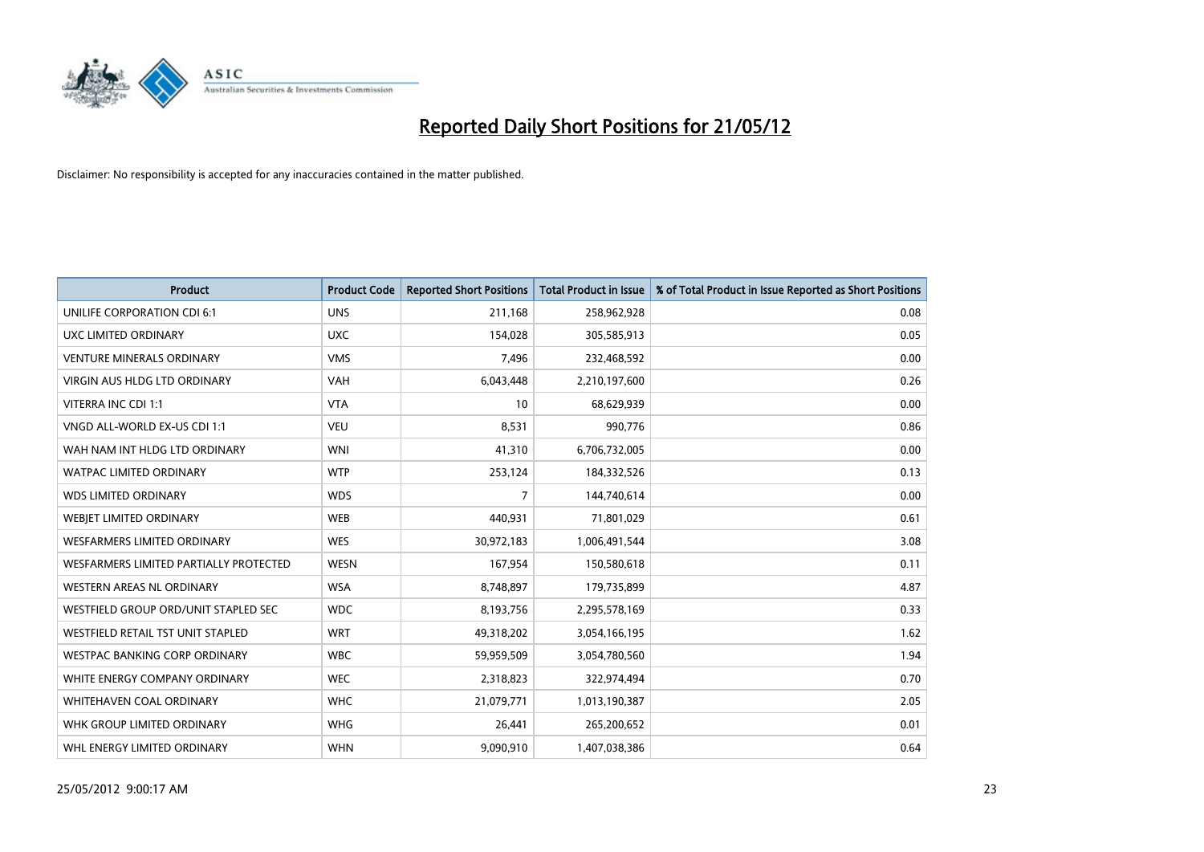# Reported Daily Short Positions for 21/05/12

Disclaimer: No responsibility is accepted for any inaccuracies contained in the matter published.

| Product | Product Code | Reported Short Positions | Total Product in Issue | % of Total Product in Issue Reported as Short Positions |
|---|---|---|---|---|
| UNILIFE CORPORATION CDI 6:1 | UNS | 211,168 | 258,962,928 | 0.08 |
| UXC LIMITED ORDINARY | UXC | 154,028 | 305,585,913 | 0.05 |
| VENTURE MINERALS ORDINARY | VMS | 7,496 | 232,468,592 | 0.00 |
| VIRGIN AUS HLDG LTD ORDINARY | VAH | 6,043,448 | 2,210,197,600 | 0.26 |
| VITERRA INC CDI 1:1 | VTA | 10 | 68,629,939 | 0.00 |
| VNGD ALL-WORLD EX-US CDI 1:1 | VEU | 8,531 | 990,776 | 0.86 |
| WAH NAM INT HLDG LTD ORDINARY | WNI | 41,310 | 6,706,732,005 | 0.00 |
| WATPAC LIMITED ORDINARY | WTP | 253,124 | 184,332,526 | 0.13 |
| WDS LIMITED ORDINARY | WDS | 7 | 144,740,614 | 0.00 |
| WEBJET LIMITED ORDINARY | WEB | 440,931 | 71,801,029 | 0.61 |
| WESFARMERS LIMITED ORDINARY | WES | 30,972,183 | 1,006,491,544 | 3.08 |
| WESFARMERS LIMITED PARTIALLY PROTECTED | WESN | 167,954 | 150,580,618 | 0.11 |
| WESTERN AREAS NL ORDINARY | WSA | 8,748,897 | 179,735,899 | 4.87 |
| WESTFIELD GROUP ORD/UNIT STAPLED SEC | WDC | 8,193,756 | 2,295,578,169 | 0.33 |
| WESTFIELD RETAIL TST UNIT STAPLED | WRT | 49,318,202 | 3,054,166,195 | 1.62 |
| WESTPAC BANKING CORP ORDINARY | WBC | 59,959,509 | 3,054,780,560 | 1.94 |
| WHITE ENERGY COMPANY ORDINARY | WEC | 2,318,823 | 322,974,494 | 0.70 |
| WHITEHAVEN COAL ORDINARY | WHC | 21,079,771 | 1,013,190,387 | 2.05 |
| WHK GROUP LIMITED ORDINARY | WHG | 26,441 | 265,200,652 | 0.01 |
| WHL ENERGY LIMITED ORDINARY | WHN | 9,090,910 | 1,407,038,386 | 0.64 |

25/05/2012 9:00:17 AM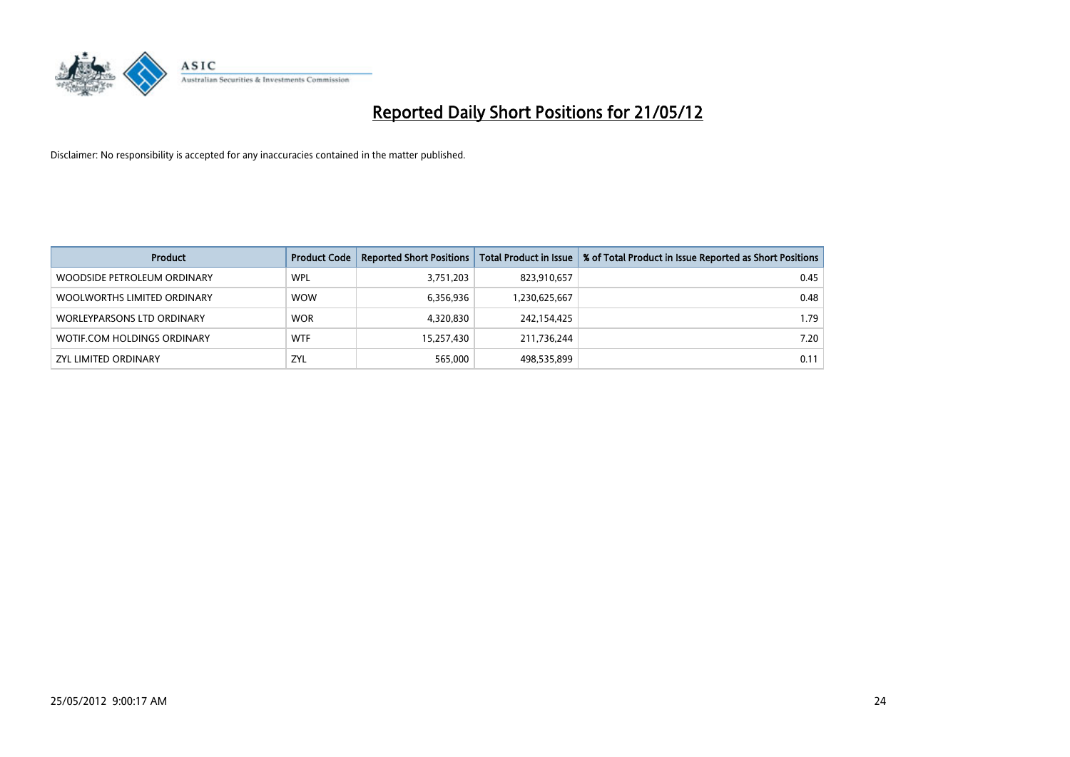# Reported Daily Short Positions for 21/05/12

Disclaimer: No responsibility is accepted for any inaccuracies contained in the matter published.

| Product | Product Code | Reported Short Positions | Total Product in Issue | % of Total Product in Issue Reported as Short Positions |
| --- | --- | --- | --- | --- |
| WOODSIDE PETROLEUM ORDINARY | WPL | 3,751,203 | 823,910,657 | 0.45 |
| WOOLWORTHS LIMITED ORDINARY | WOW | 6,356,936 | 1,230,625,667 | 0.48 |
| WORLEYPARSONS LTD ORDINARY | WOR | 4,320,830 | 242,154,425 | 1.79 |
| WOTIF.COM HOLDINGS ORDINARY | WTF | 15,257,430 | 211,736,244 | 7.20 |
| ZYL LIMITED ORDINARY | ZYL | 565,000 | 498,535,899 | 0.11 |